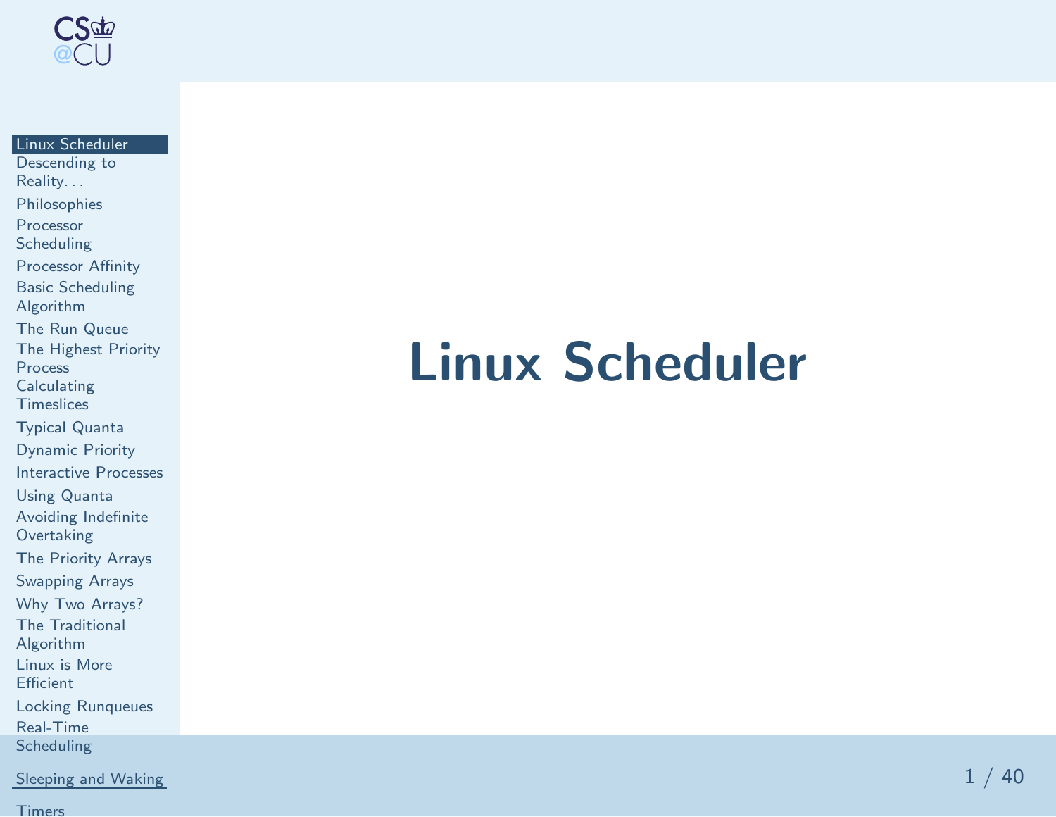# Linux Scheduler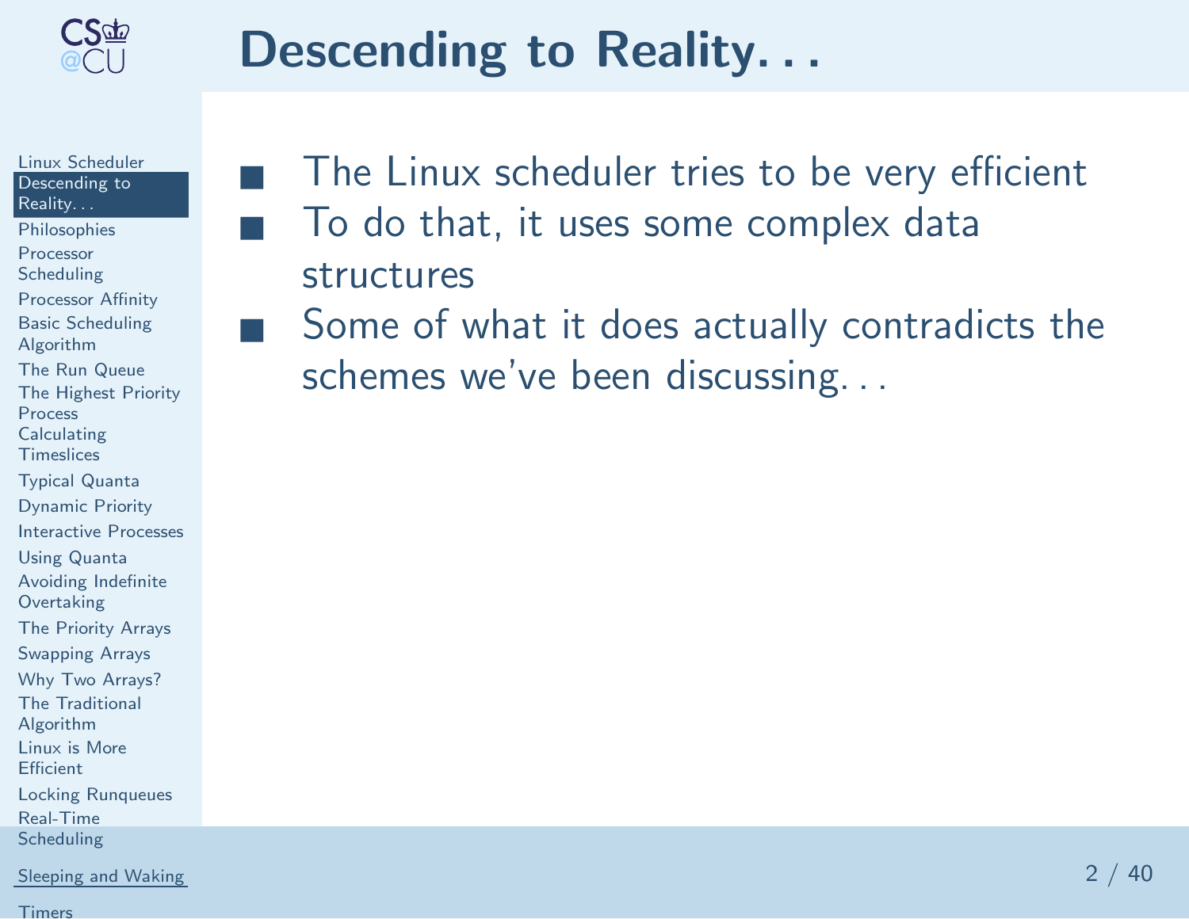# Descending to Reality...

- The Linux scheduler tries to be very efficient
- To do that, it uses some complex data structures
- Some of what it does actually contradicts the schemes we've been discussing...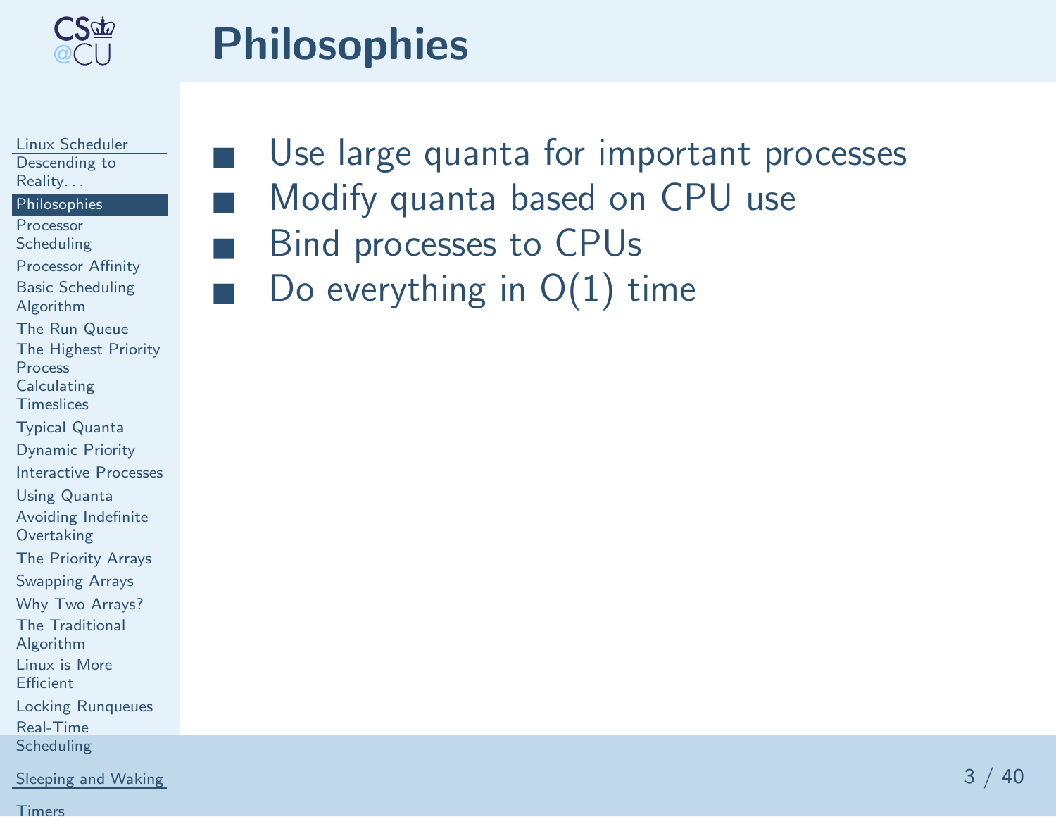# Philosophies

- Use large quanta for important processes
- Modify quanta based on CPU use
- Bind processes to CPUs
- Do everything in O(1) time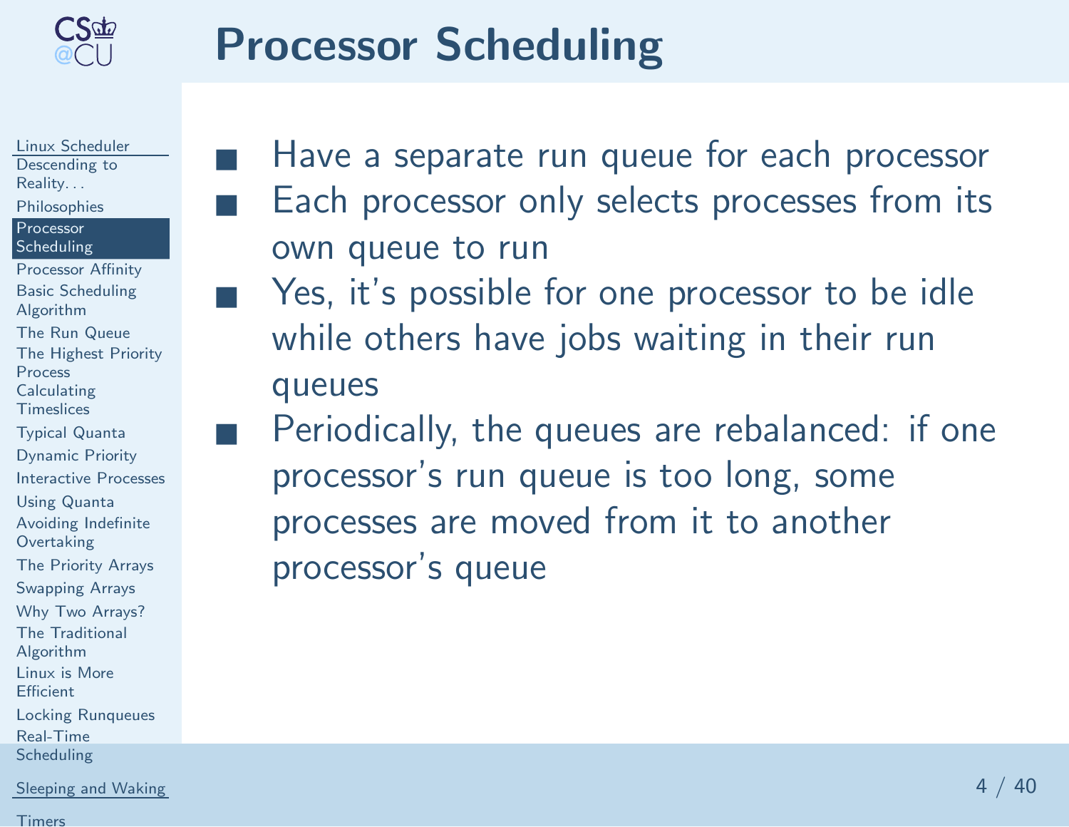# Processor Scheduling

- Have a separate run queue for each processor
- Each processor only selects processes from its own queue to run
- Yes, it's possible for one processor to be idle while others have jobs waiting in their run queues
- Periodically, the queues are rebalanced: if one processor's run queue is too long, some processes are moved from it to another processor's queue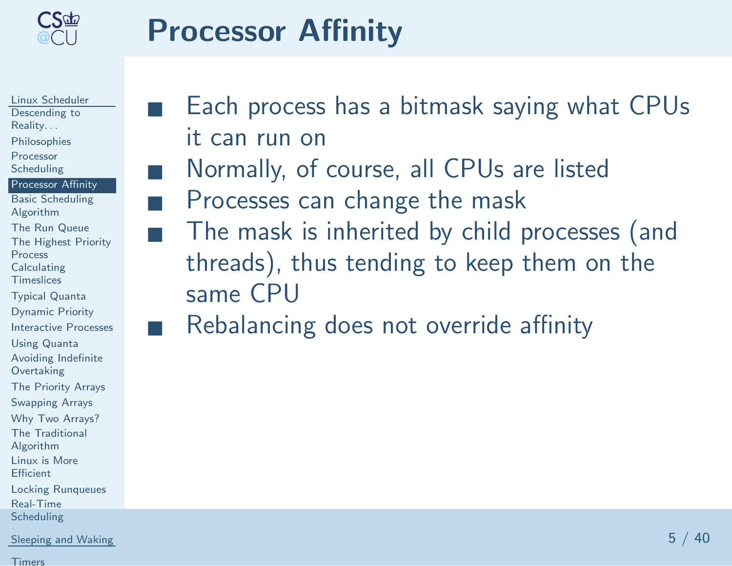# Processor Affinity

- Each process has a bitmask saying what CPUs it can run on
- Normally, of course, all CPUs are listed
- Processes can change the mask
- The mask is inherited by child processes (and threads), thus tending to keep them on the same CPU
- Rebalancing does not override affinity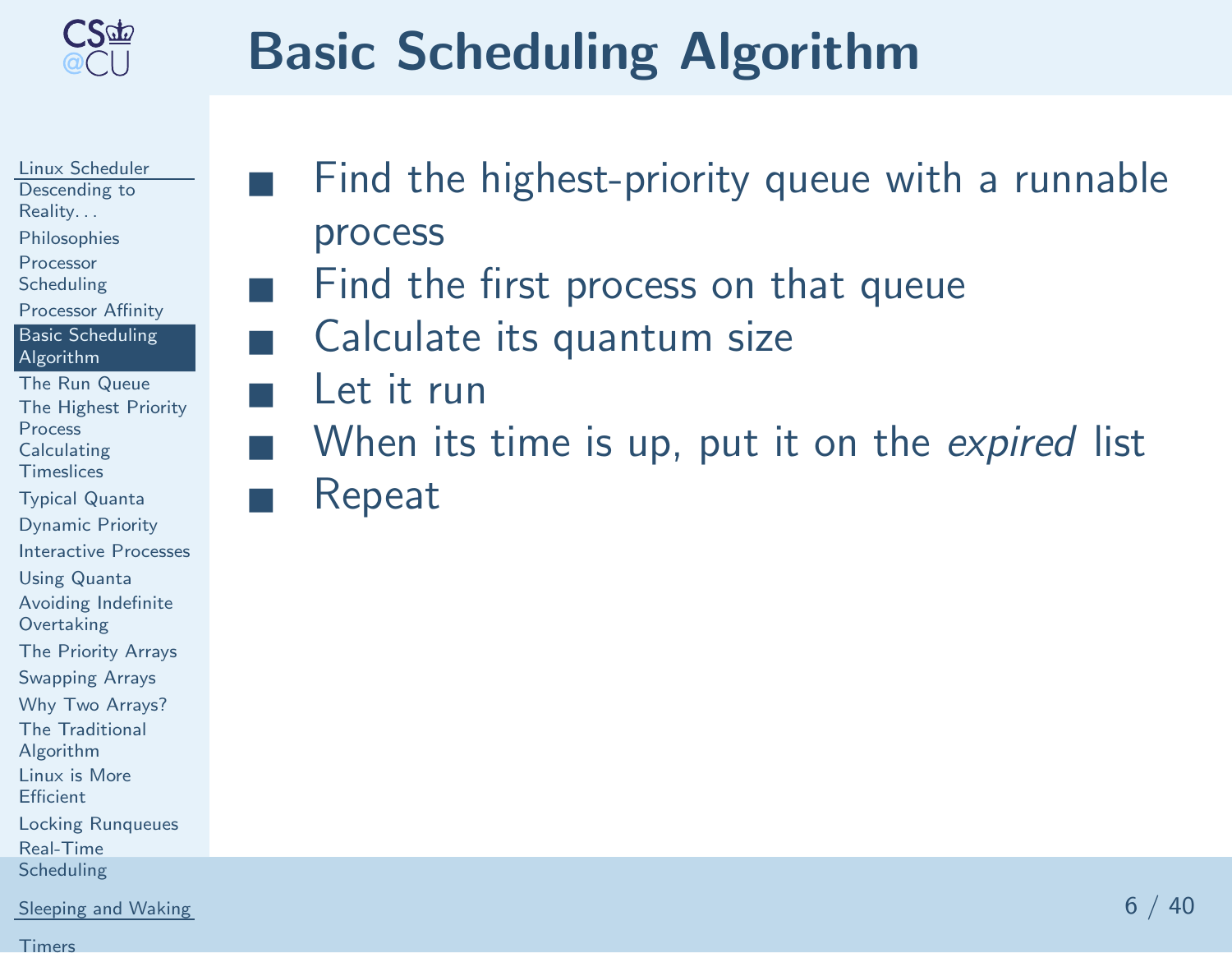# Basic Scheduling Algorithm

- Find the highest-priority queue with a runnable process
- Find the first process on that queue
- Calculate its quantum size
- Let it run
- When its time is up, put it on the *expired* list
- Repeat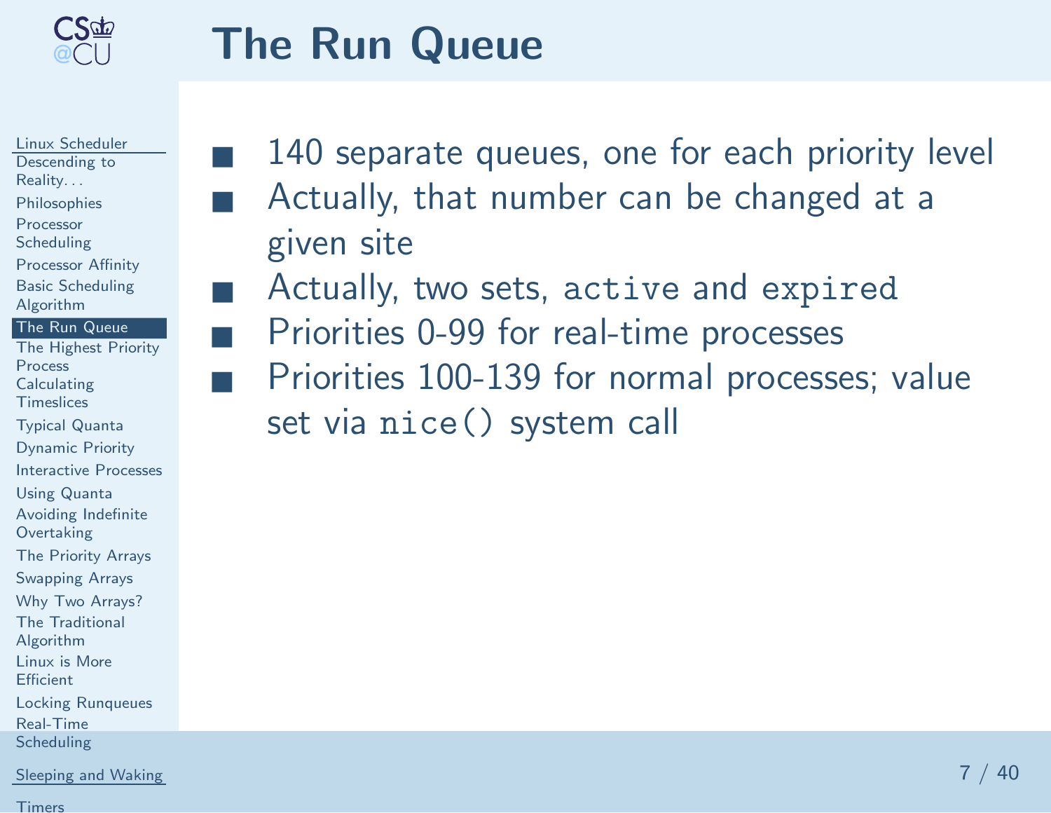# The Run Queue

- 140 separate queues, one for each priority level
- Actually, that number can be changed at a given site
- Actually, two sets, `active` and `expired`
- Priorities 0-99 for real-time processes
- Priorities 100-139 for normal processes; value set via `nice()` system call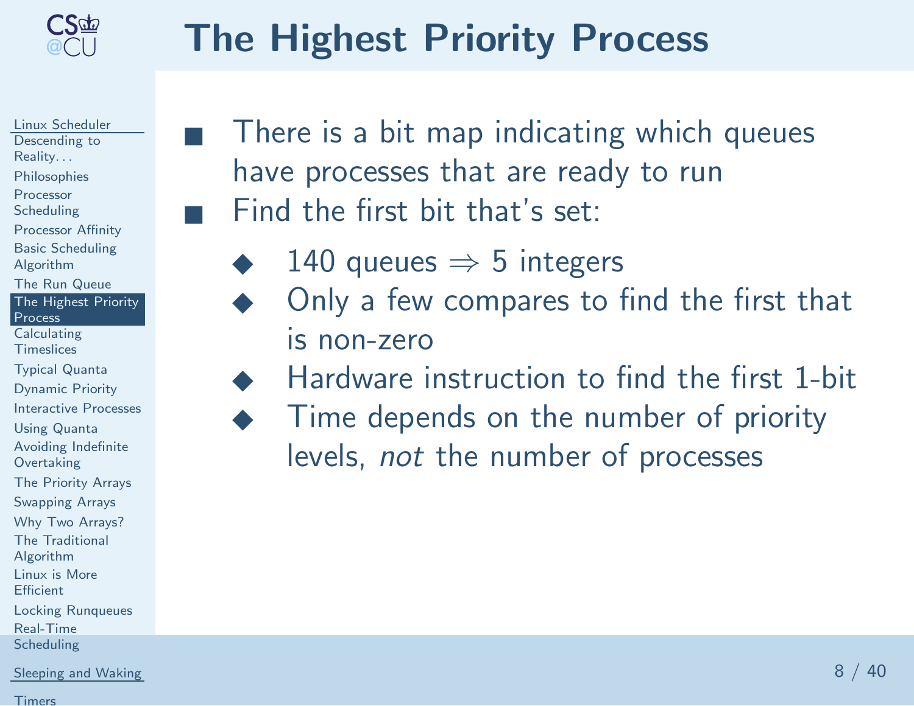# The Highest Priority Process

- There is a bit map indicating which queues have processes that are ready to run
- Find the first bit that's set:
  - 140 queues $\Rightarrow$ 5 integers
  - Only a few compares to find the first that is non-zero
  - Hardware instruction to find the first 1-bit
  - Time depends on the number of priority levels, *not* the number of processes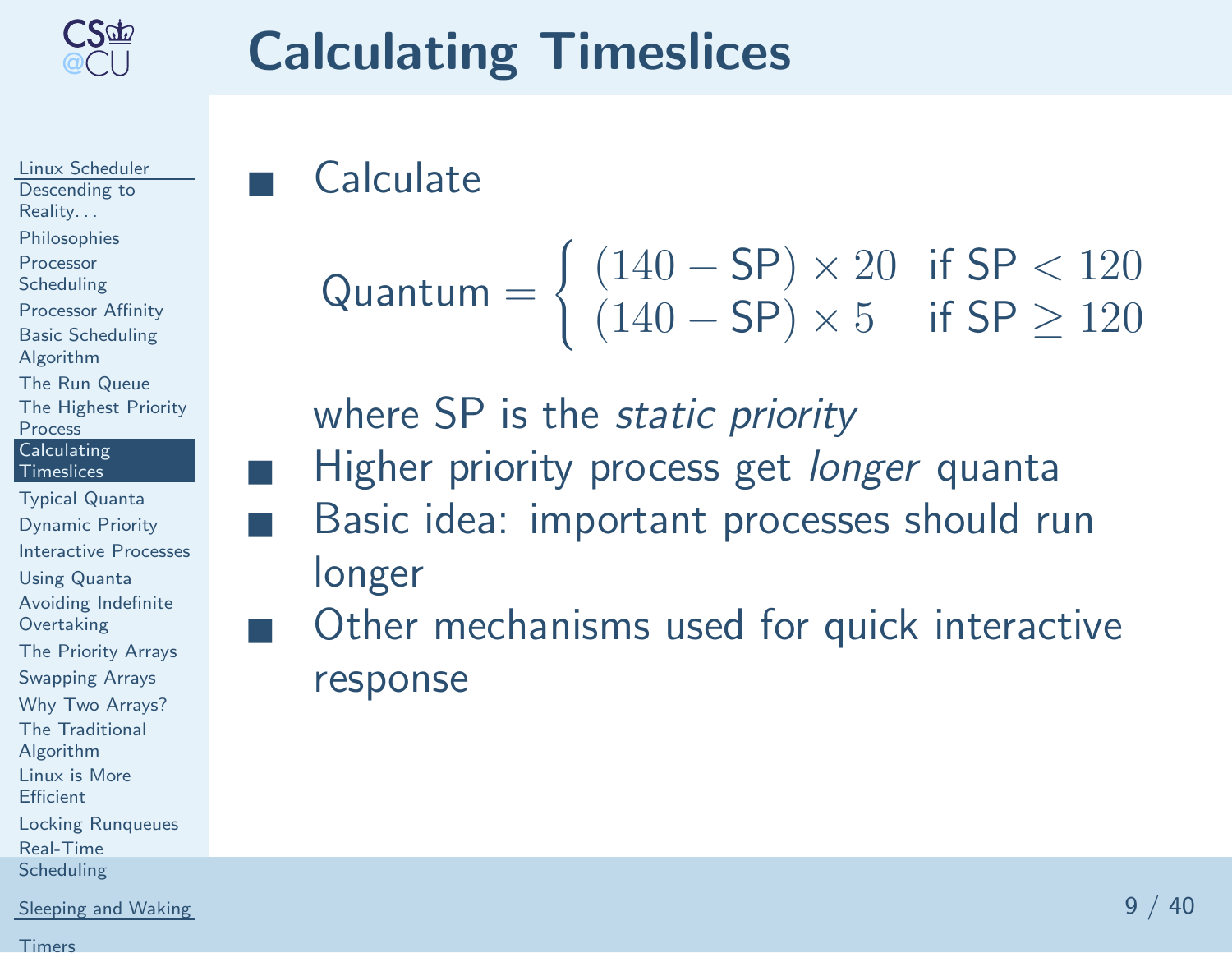# Calculating Timeslices

- Calculate

$$\text{Quantum} = \begin{cases} (140 - \text{SP}) \times 20 & \text{if SP} < 120 \\ (140 - \text{SP}) \times 5 & \text{if SP} \geq 120 \end{cases}$$

  where SP is the *static priority*
- Higher priority process get *longer* quanta
- Basic idea: important processes should run longer
- Other mechanisms used for quick interactive response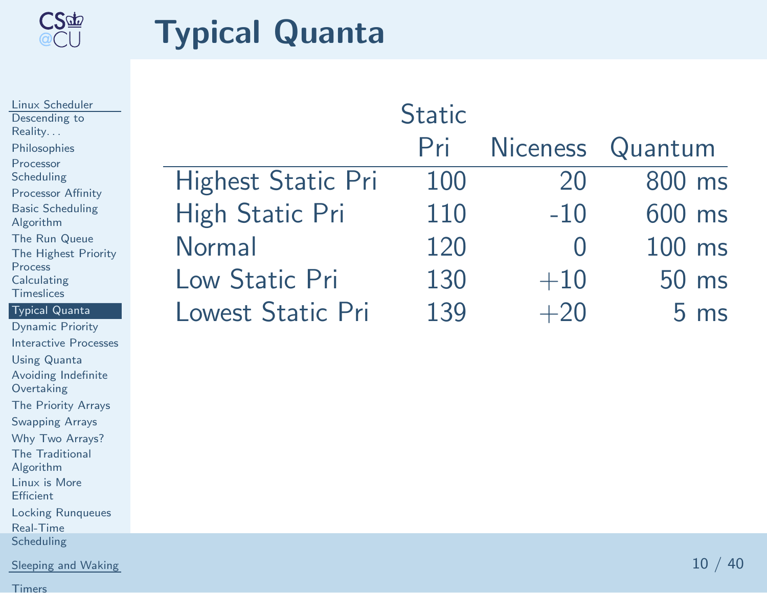# Typical Quanta

| | Static Pri | Niceness | Quantum |
|---|---|---|---|
| Highest Static Pri | 100 | 20 | 800 ms |
| High Static Pri | 110 | -10 | 600 ms |
| Normal | 120 | 0 | 100 ms |
| Low Static Pri | 130 | +10 | 50 ms |
| Lowest Static Pri | 139 | +20 | 5 ms |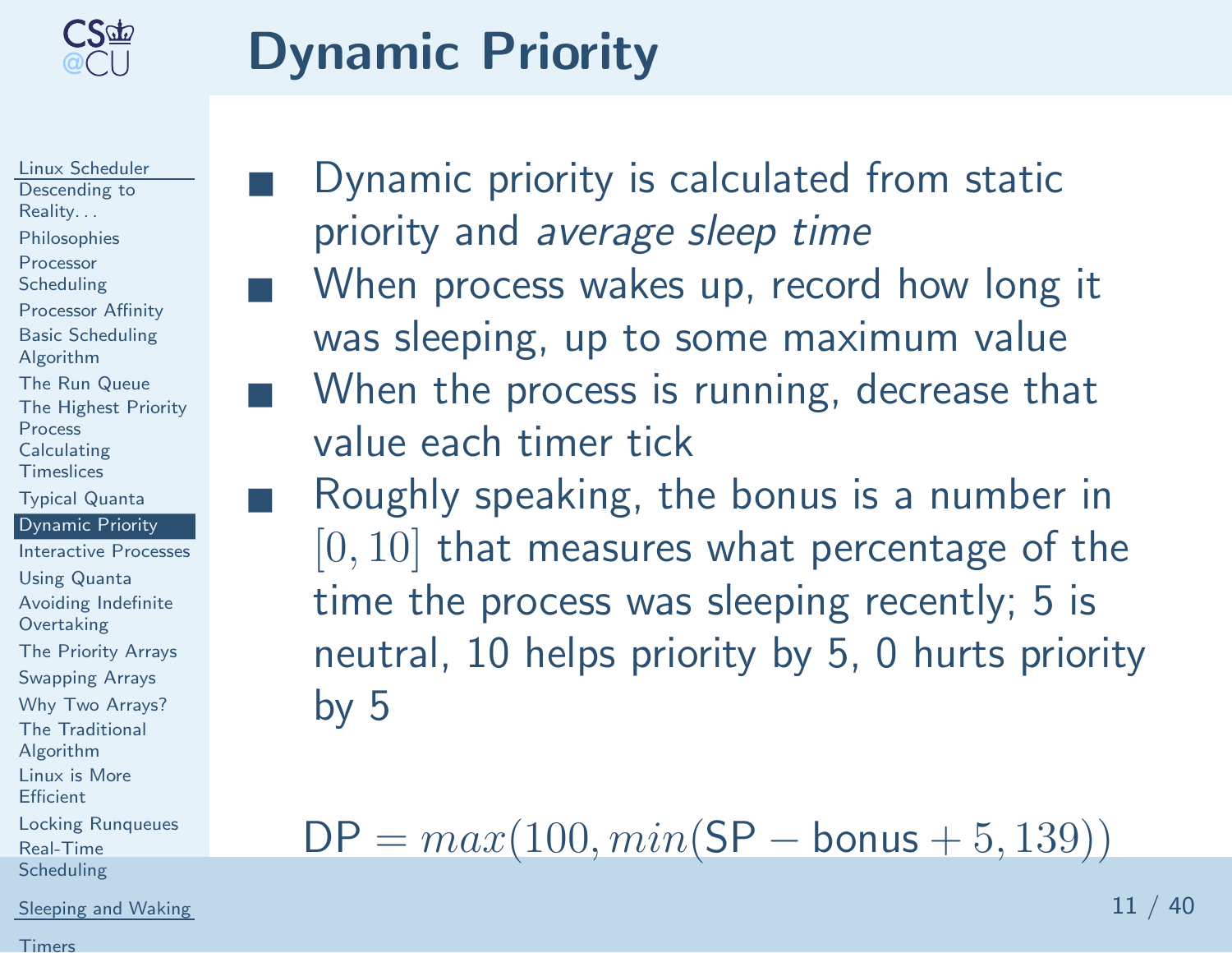# Dynamic Priority

- Dynamic priority is calculated from static priority and *average sleep time*
- When process wakes up, record how long it was sleeping, up to some maximum value
- When the process is running, decrease that value each timer tick
- Roughly speaking, the bonus is a number in $[0, 10]$ that measures what percentage of the time the process was sleeping recently; 5 is neutral, 10 helps priority by 5, 0 hurts priority by 5

$$\text{DP} = max(100, min(\text{SP} - \text{bonus} + 5, 139))$$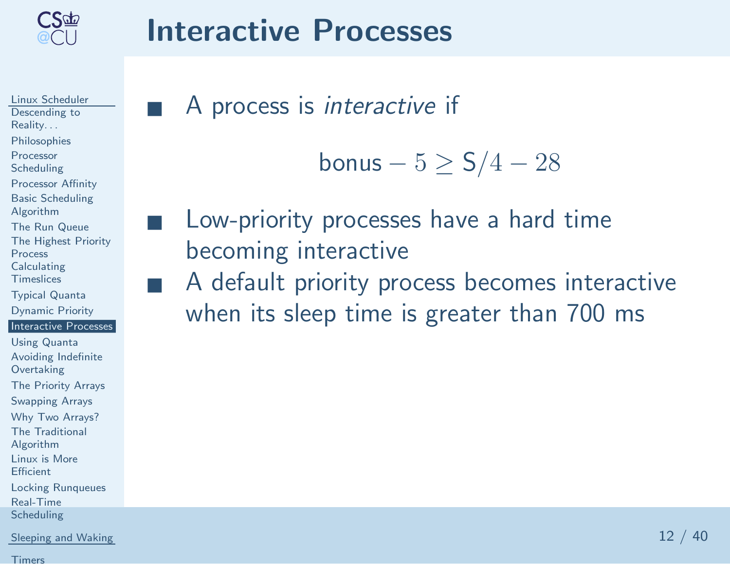# Interactive Processes

- A process is *interactive* if

$$\text{bonus} - 5 \geq \text{S}/4 - 28$$

- Low-priority processes have a hard time becoming interactive
- A default priority process becomes interactive when its sleep time is greater than 700 ms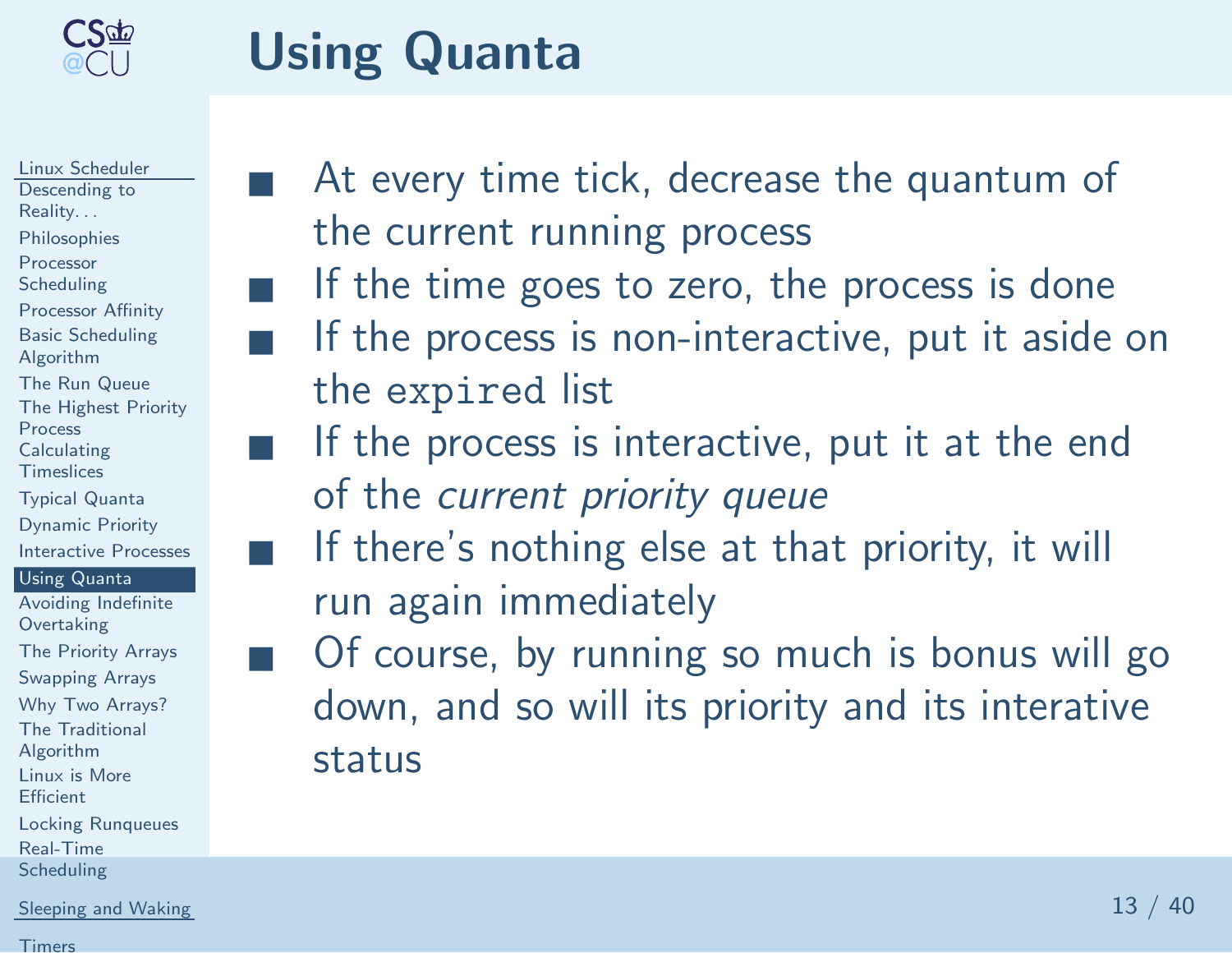# Using Quanta

- At every time tick, decrease the quantum of the current running process
- If the time goes to zero, the process is done
- If the process is non-interactive, put it aside on the `expired` list
- If the process is interactive, put it at the end of the *current priority queue*
- If there's nothing else at that priority, it will run again immediately
- Of course, by running so much is bonus will go down, and so will its priority and its interative status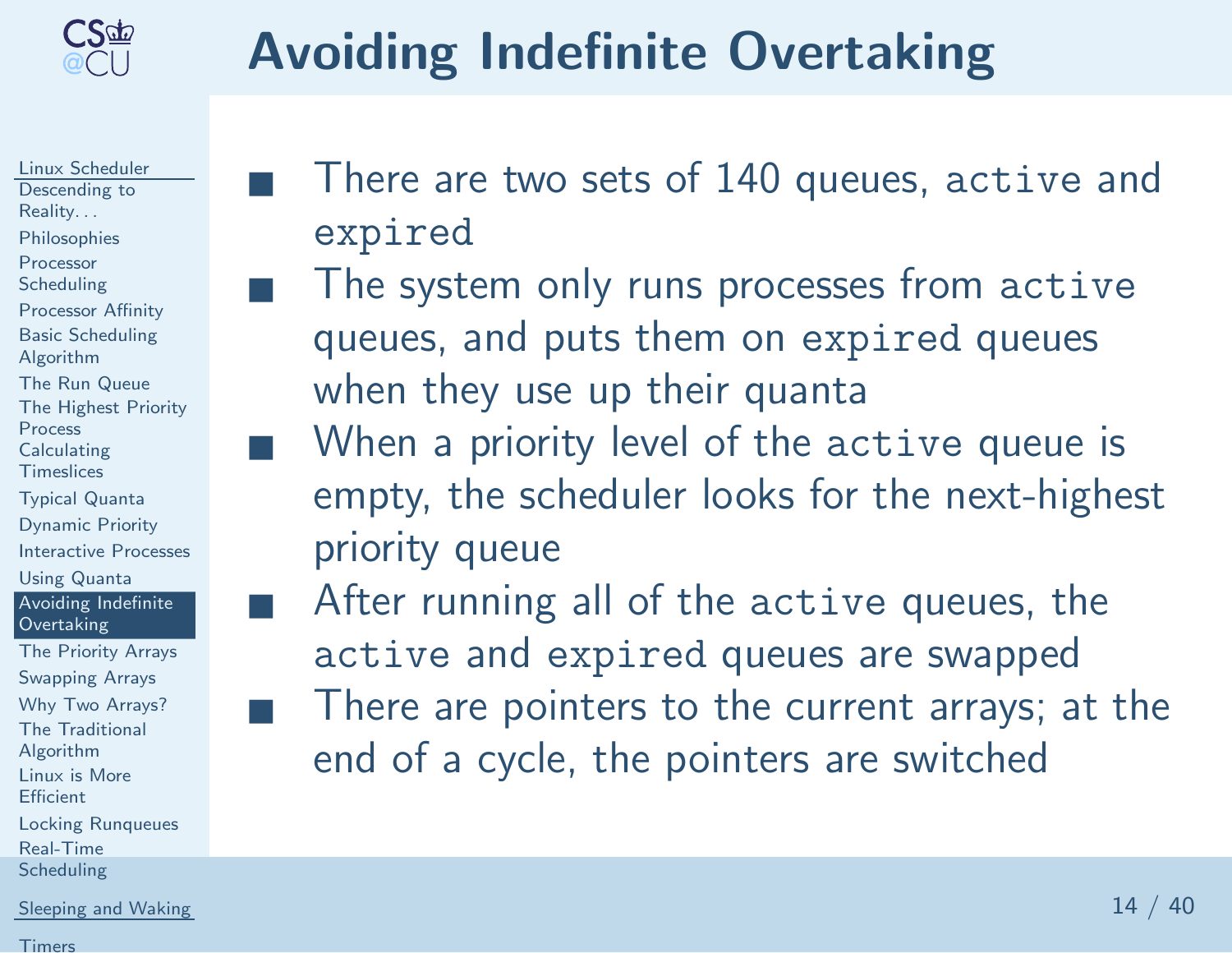# Avoiding Indefinite Overtaking

- There are two sets of 140 queues, `active` and `expired`
- The system only runs processes from `active` queues, and puts them on `expired` queues when they use up their quanta
- When a priority level of the `active` queue is empty, the scheduler looks for the next-highest priority queue
- After running all of the `active` queues, the `active` and `expired` queues are swapped
- There are pointers to the current arrays; at the end of a cycle, the pointers are switched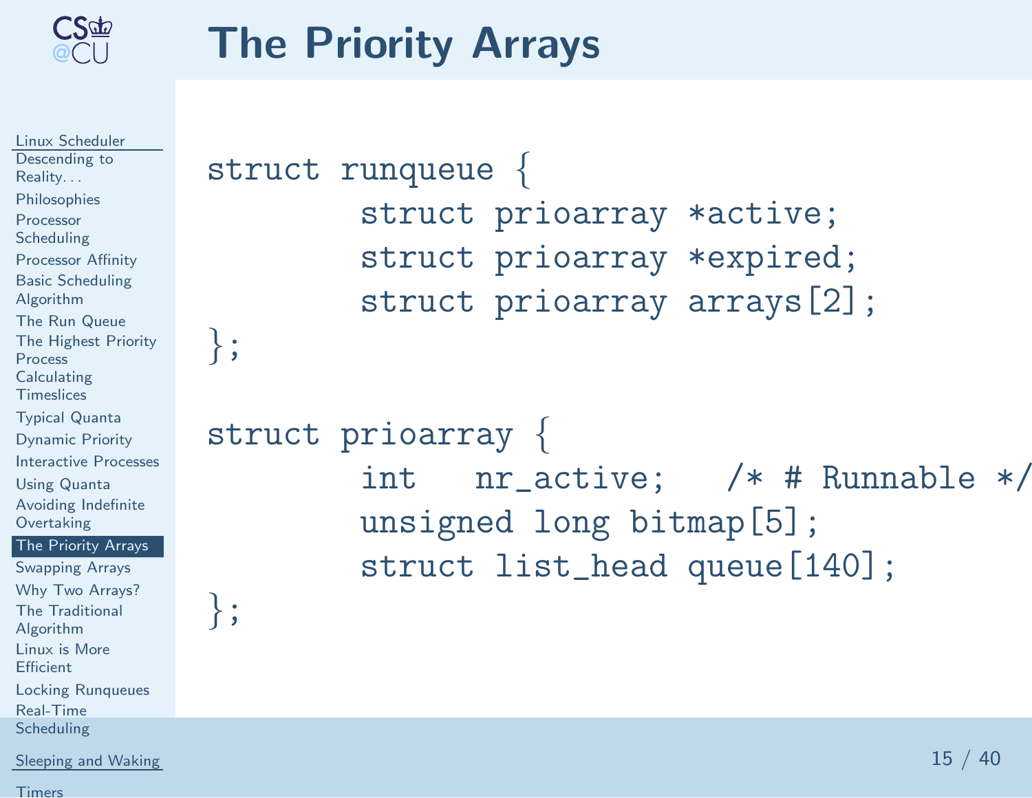# The Priority Arrays

```
struct runqueue {
        struct prioarray *active;
        struct prioarray *expired;
        struct prioarray arrays[2];
};

struct prioarray {
        int   nr_active;   /* # Runnable */
        unsigned long bitmap[5];
        struct list_head queue[140];
};
```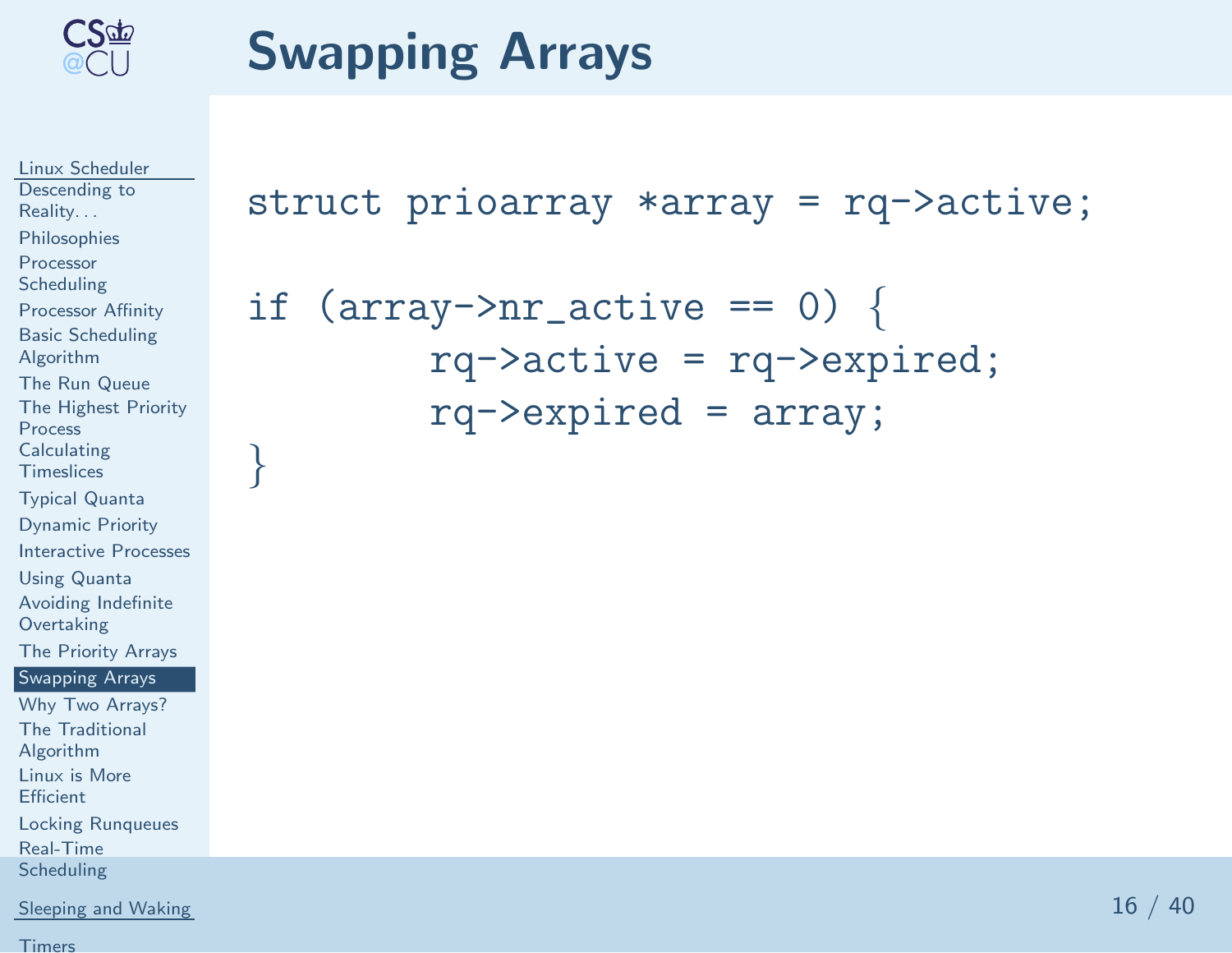# Swapping Arrays

```
struct prioarray *array = rq->active;

if (array->nr_active == 0) {
        rq->active = rq->expired;
        rq->expired = array;
}
```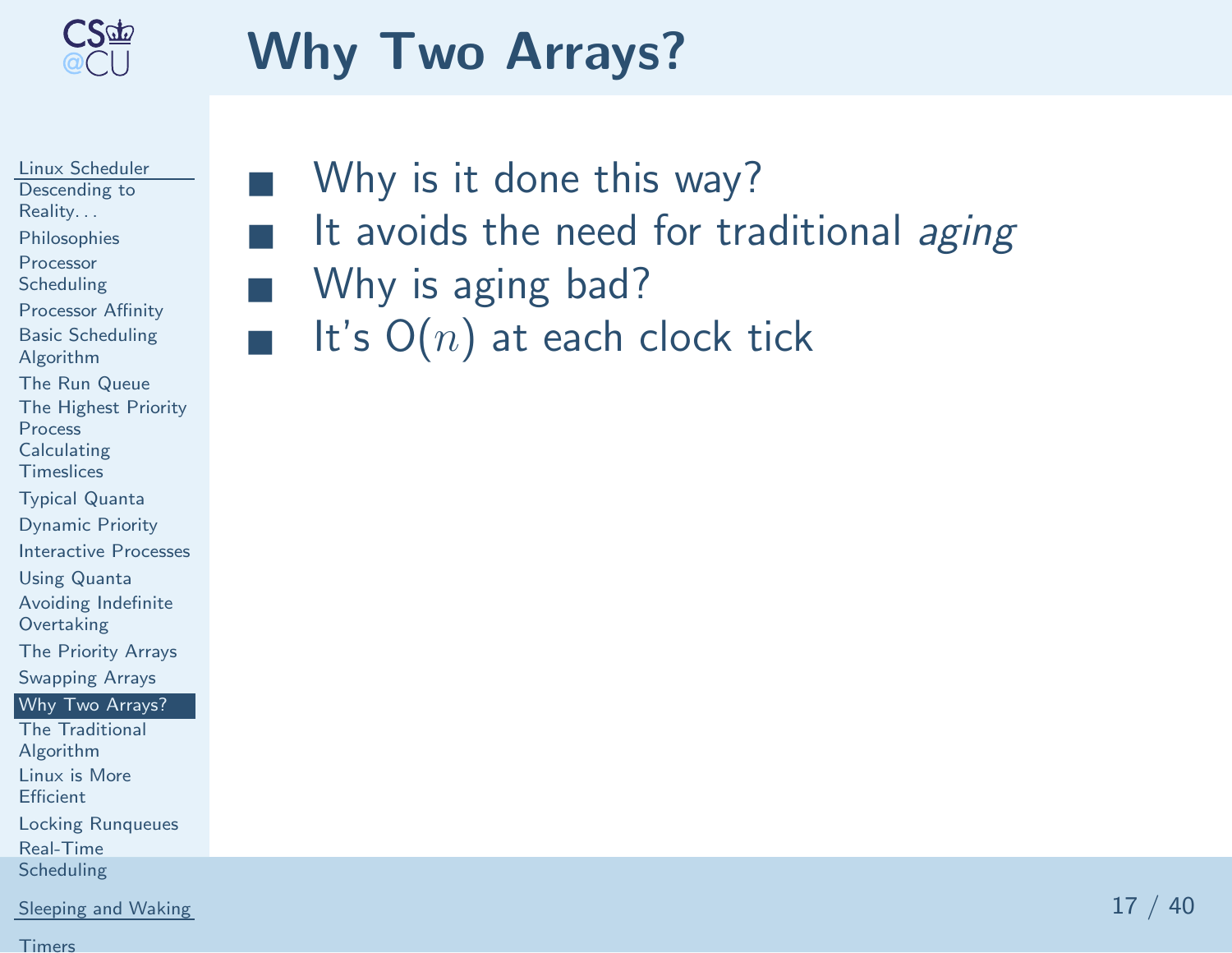# Why Two Arrays?

- Why is it done this way?
- It avoids the need for traditional *aging*
- Why is aging bad?
- It's O($n$) at each clock tick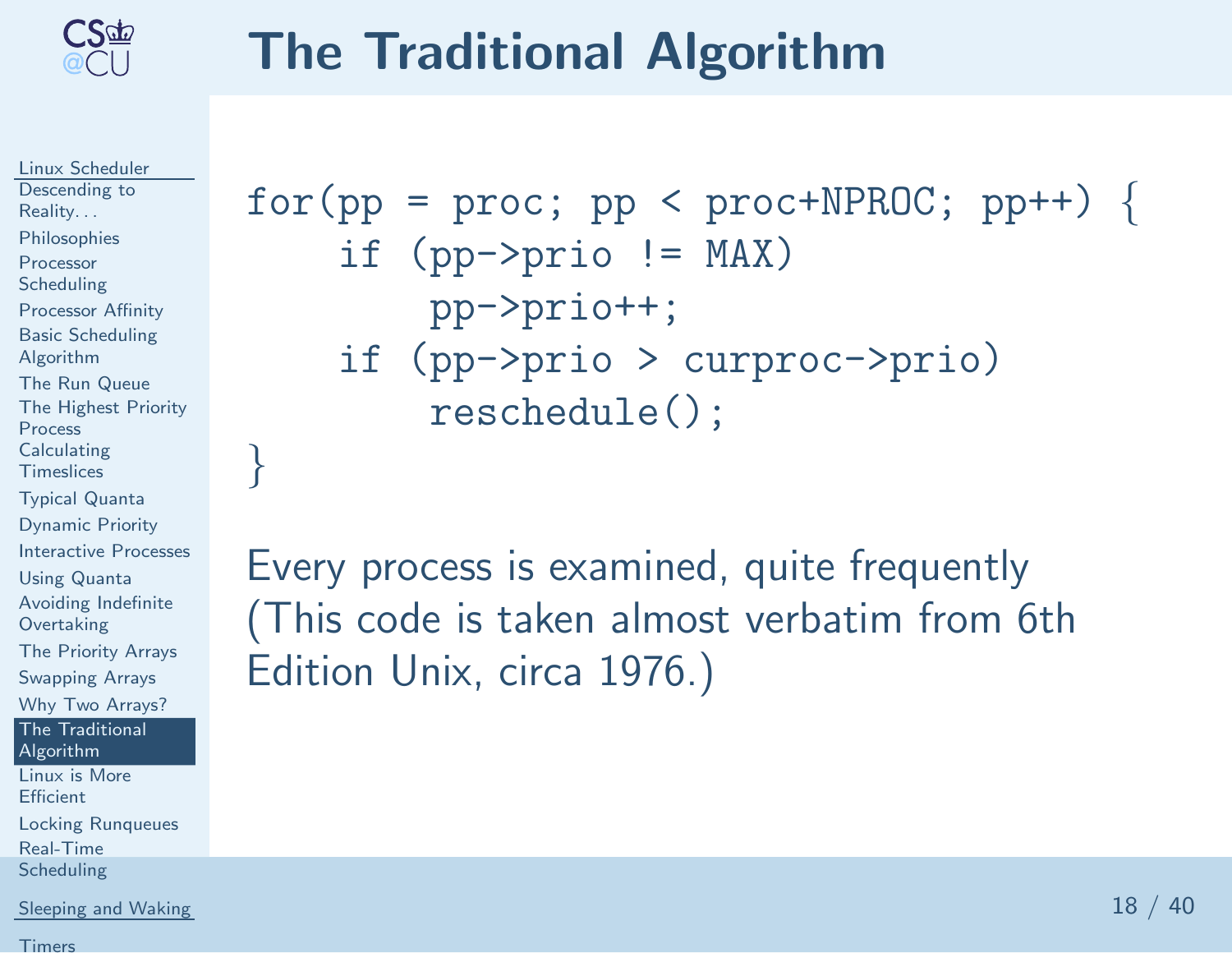# The Traditional Algorithm

```
for(pp = proc; pp < proc+NPROC; pp++) {
    if (pp->prio != MAX)
        pp->prio++;
    if (pp->prio > curproc->prio)
        reschedule();
}
```

Every process is examined, quite frequently
(This code is taken almost verbatim from 6th Edition Unix, circa 1976.)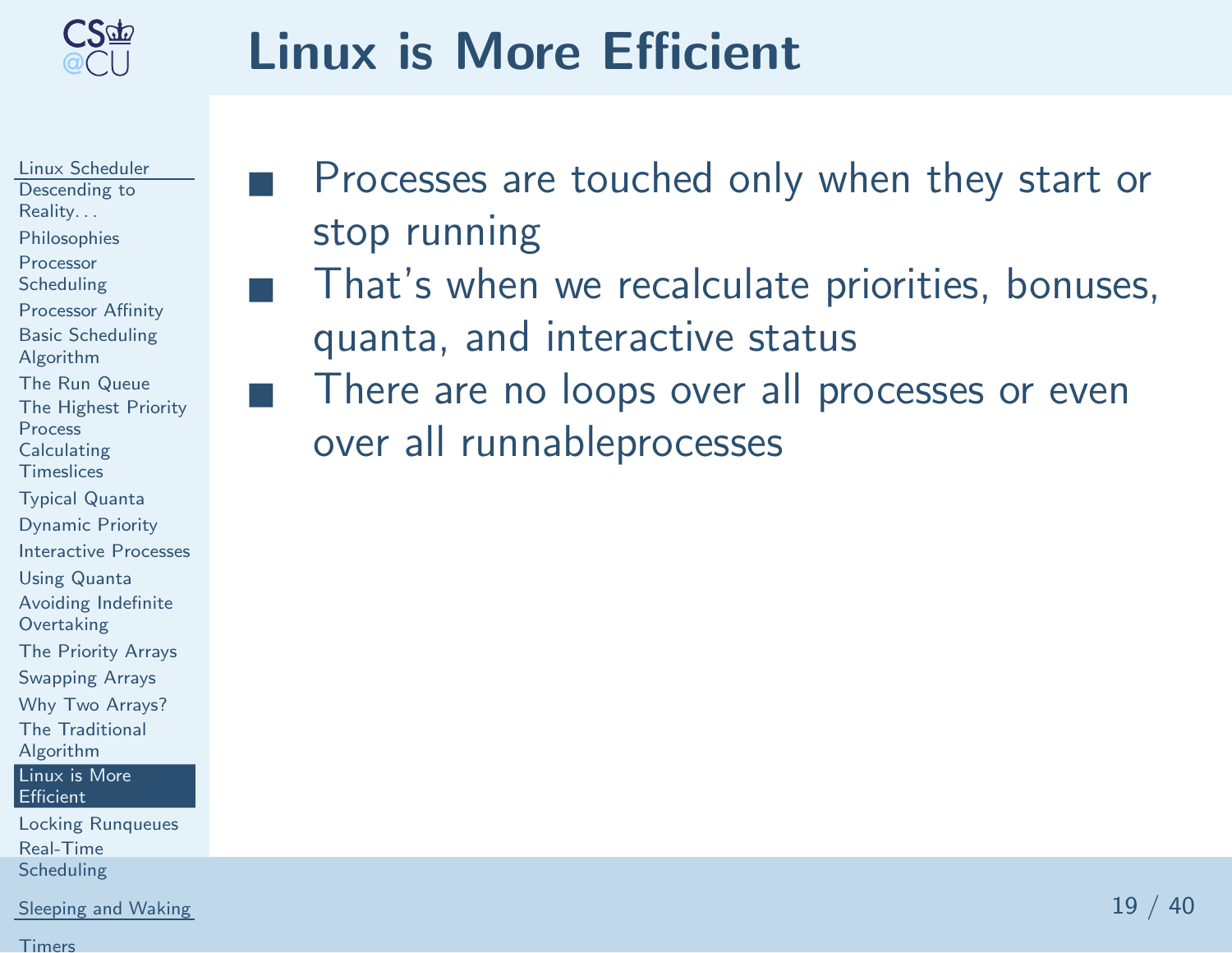# Linux is More Efficient

- Processes are touched only when they start or stop running
- That's when we recalculate priorities, bonuses, quanta, and interactive status
- There are no loops over all processes or even over all runnableprocesses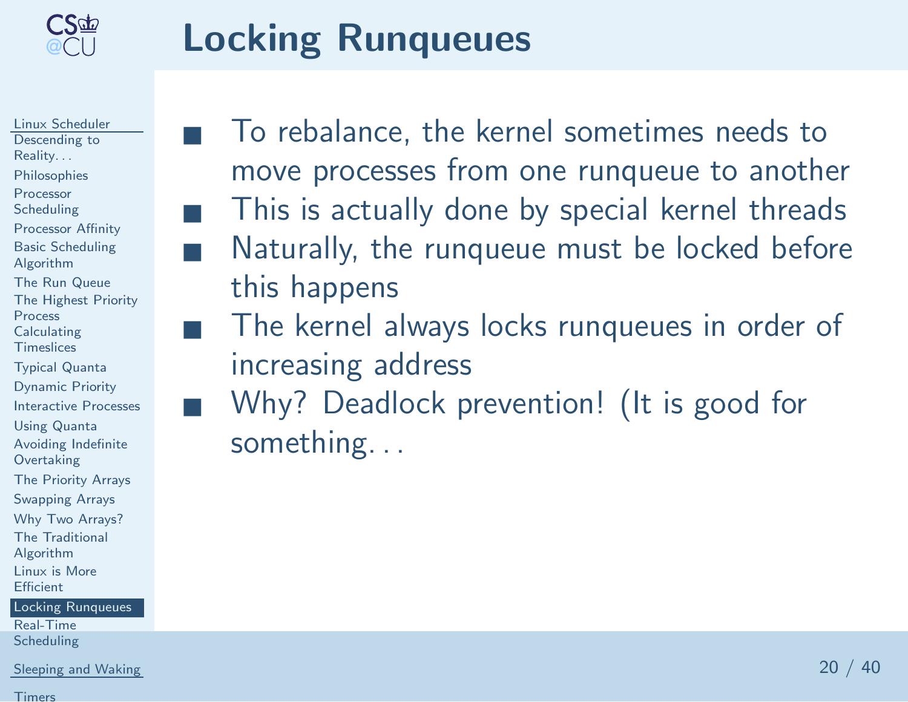# Locking Runqueues

- To rebalance, the kernel sometimes needs to move processes from one runqueue to another
- This is actually done by special kernel threads
- Naturally, the runqueue must be locked before this happens
- The kernel always locks runqueues in order of increasing address
- Why? Deadlock prevention! (It is good for something. . .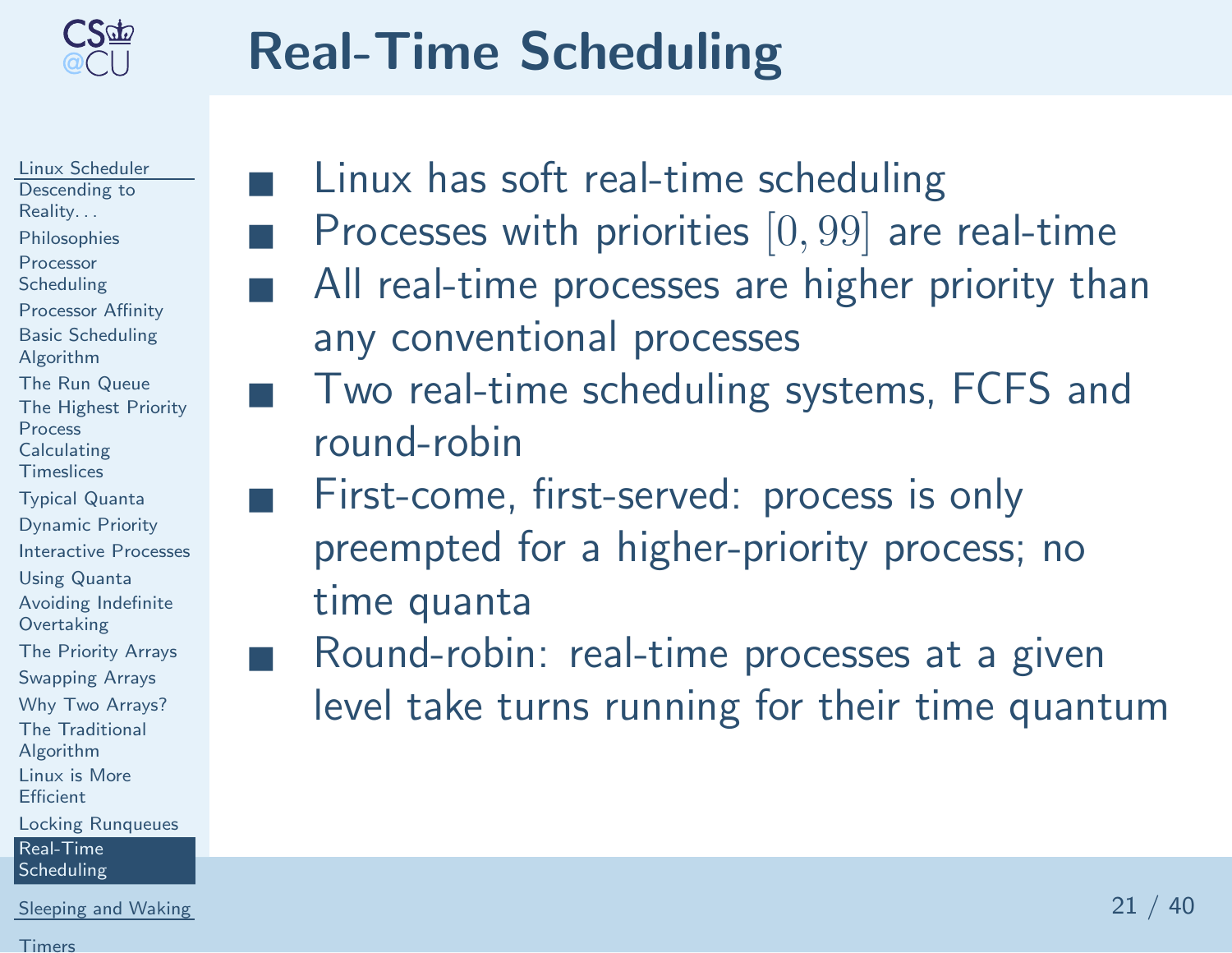# Real-Time Scheduling

- Linux has soft real-time scheduling
- Processes with priorities $[0, 99]$ are real-time
- All real-time processes are higher priority than any conventional processes
- Two real-time scheduling systems, FCFS and round-robin
- First-come, first-served: process is only preempted for a higher-priority process; no time quanta
- Round-robin: real-time processes at a given level take turns running for their time quantum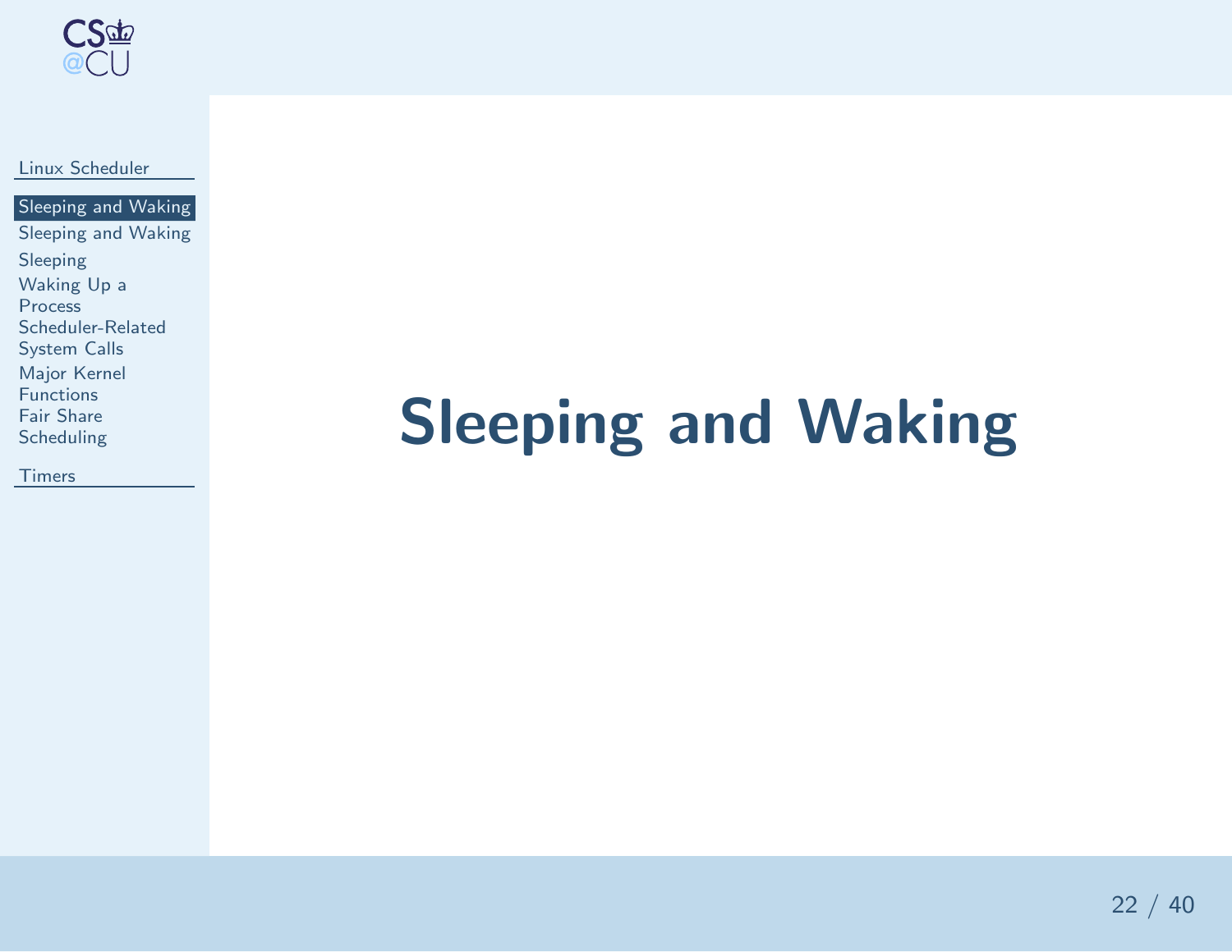# Sleeping and Waking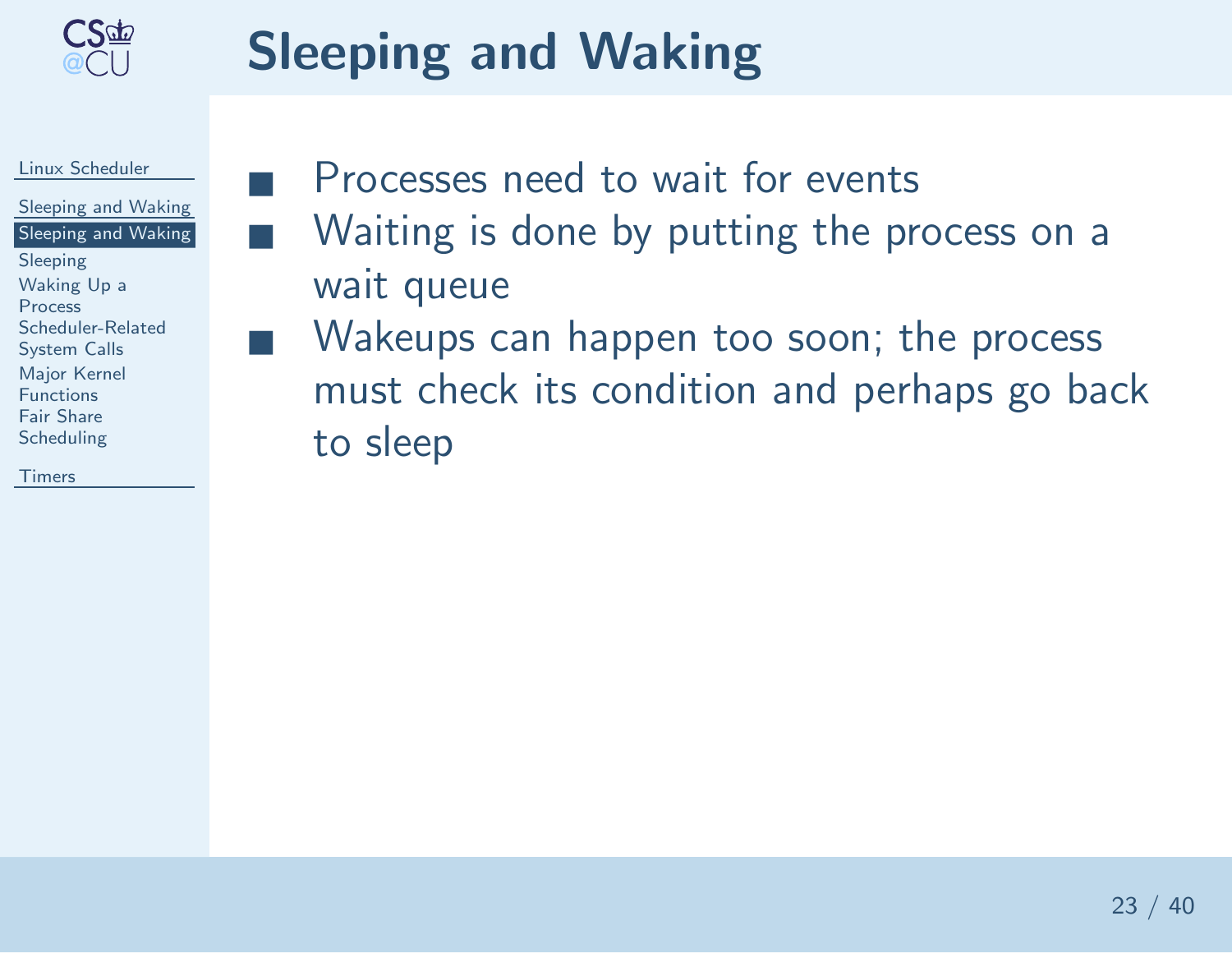# Sleeping and Waking

- Processes need to wait for events
- Waiting is done by putting the process on a wait queue
- Wakeups can happen too soon; the process must check its condition and perhaps go back to sleep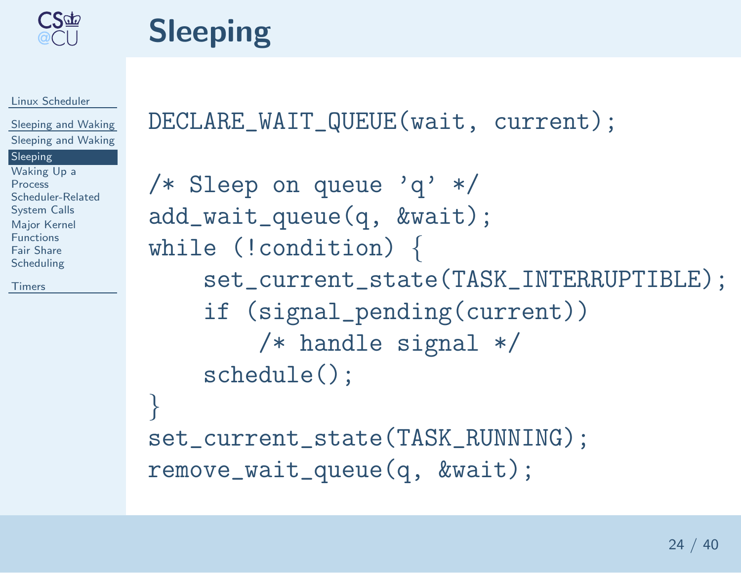# Sleeping

```
DECLARE_WAIT_QUEUE(wait, current);

/* Sleep on queue 'q' */
add_wait_queue(q, &wait);
while (!condition) {
    set_current_state(TASK_INTERRUPTIBLE);
    if (signal_pending(current))
        /* handle signal */
    schedule();
}
set_current_state(TASK_RUNNING);
remove_wait_queue(q, &wait);
```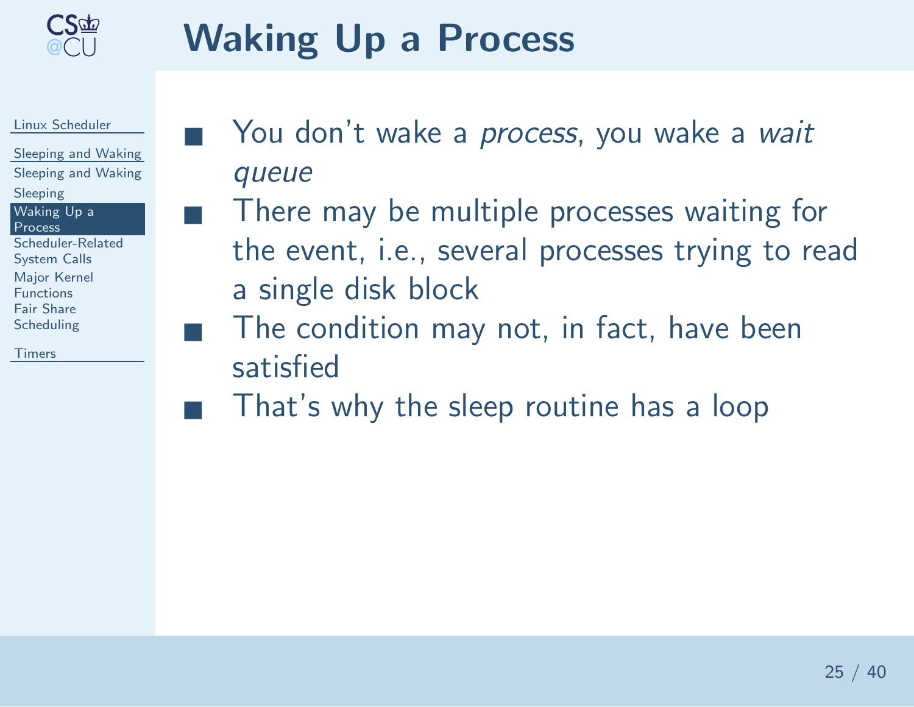# Waking Up a Process

- You don't wake a *process*, you wake a *wait queue*
- There may be multiple processes waiting for the event, i.e., several processes trying to read a single disk block
- The condition may not, in fact, have been satisfied
- That's why the sleep routine has a loop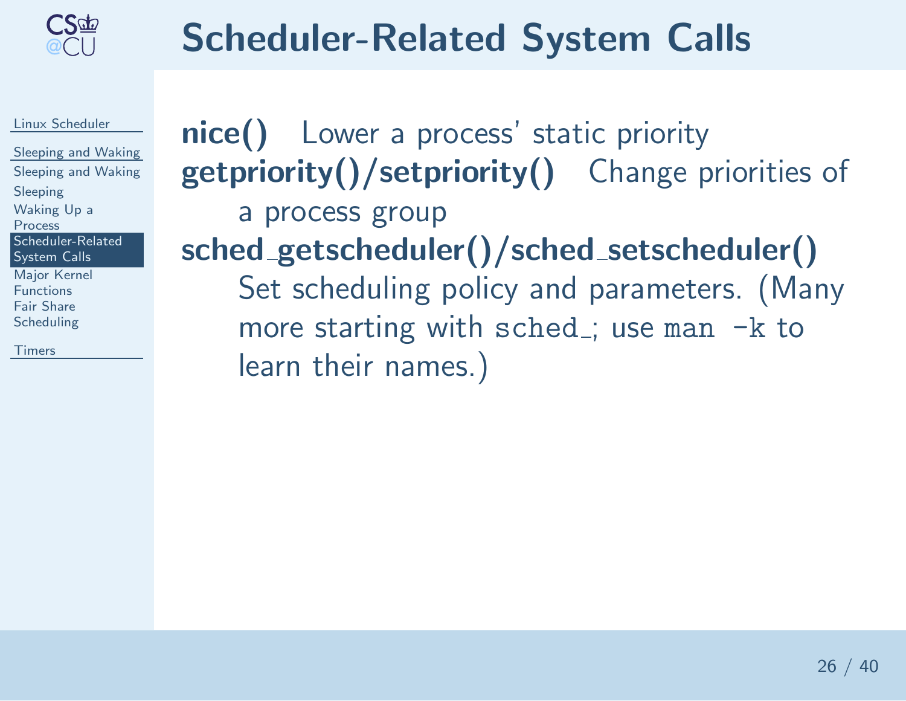# Scheduler-Related System Calls

**nice()** Lower a process' static priority

**getpriority()/setpriority()** Change priorities of a process group

**sched_getscheduler()/sched_setscheduler()** Set scheduling policy and parameters. (Many more starting with `sched_`; use `man -k` to learn their names.)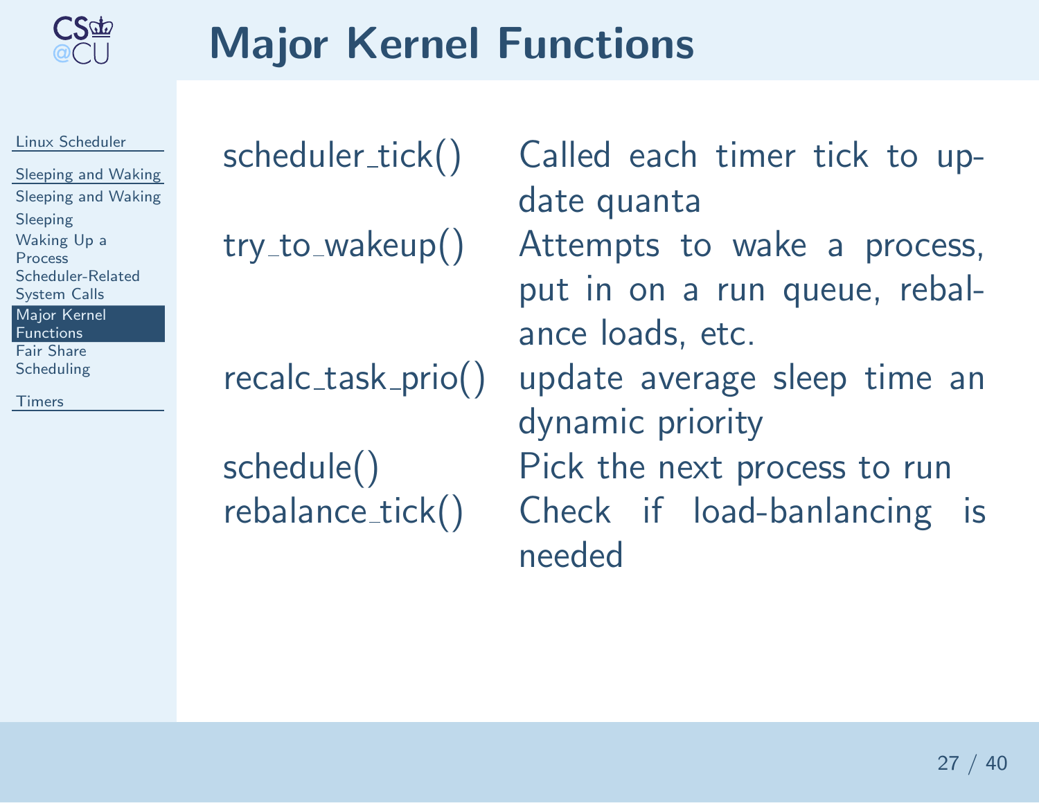# Major Kernel Functions

| | |
|---|---|
| scheduler_tick() | Called each timer tick to update quanta |
| try_to_wakeup() | Attempts to wake a process, put in on a run queue, rebalance loads, etc. |
| recalc_task_prio() | update average sleep time an dynamic priority |
| schedule() | Pick the next process to run |
| rebalance_tick() | Check if load-banlancing is needed |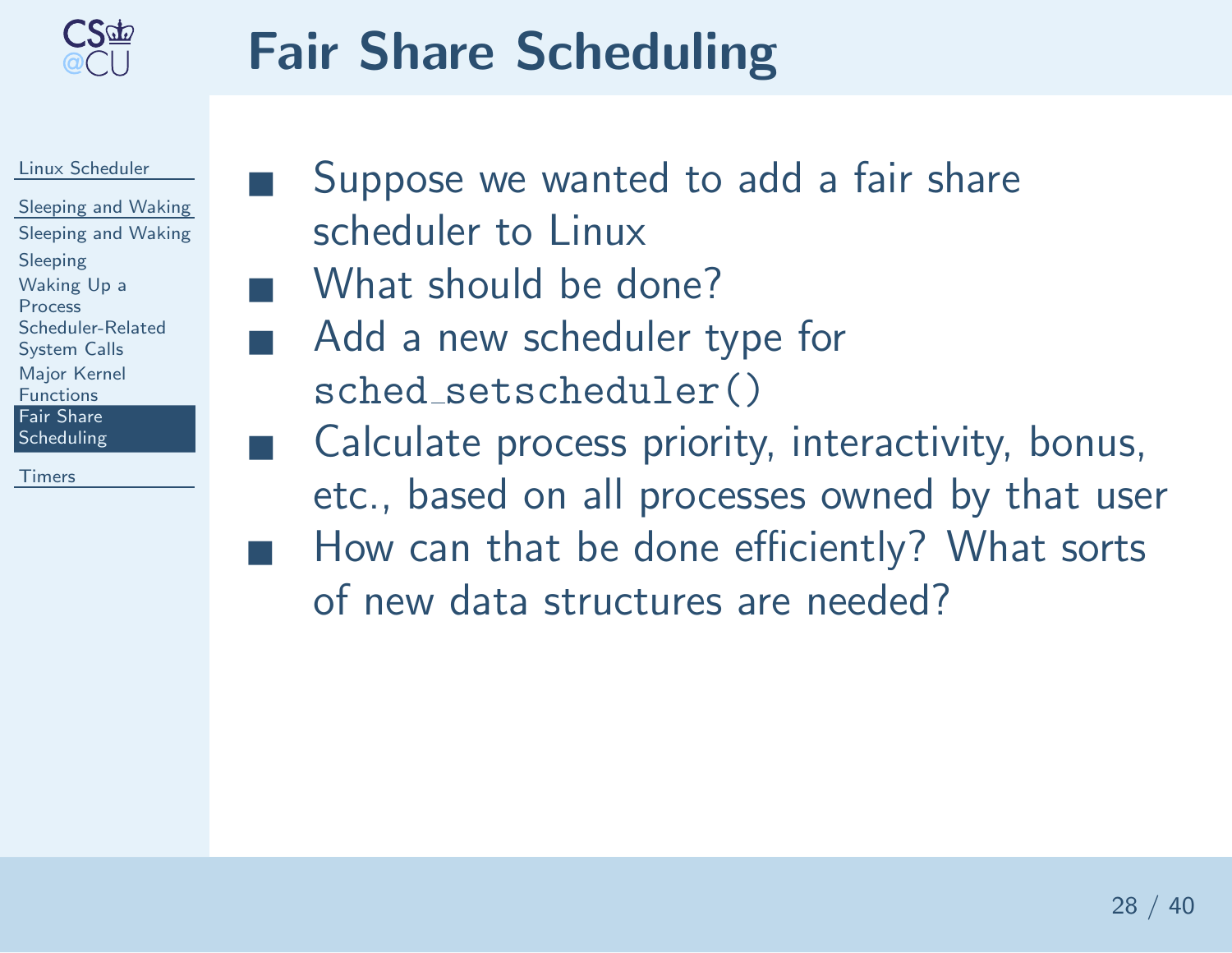# Fair Share Scheduling

- Suppose we wanted to add a fair share scheduler to Linux
- What should be done?
- Add a new scheduler type for `sched_setscheduler()`
- Calculate process priority, interactivity, bonus, etc., based on all processes owned by that user
- How can that be done efficiently? What sorts of new data structures are needed?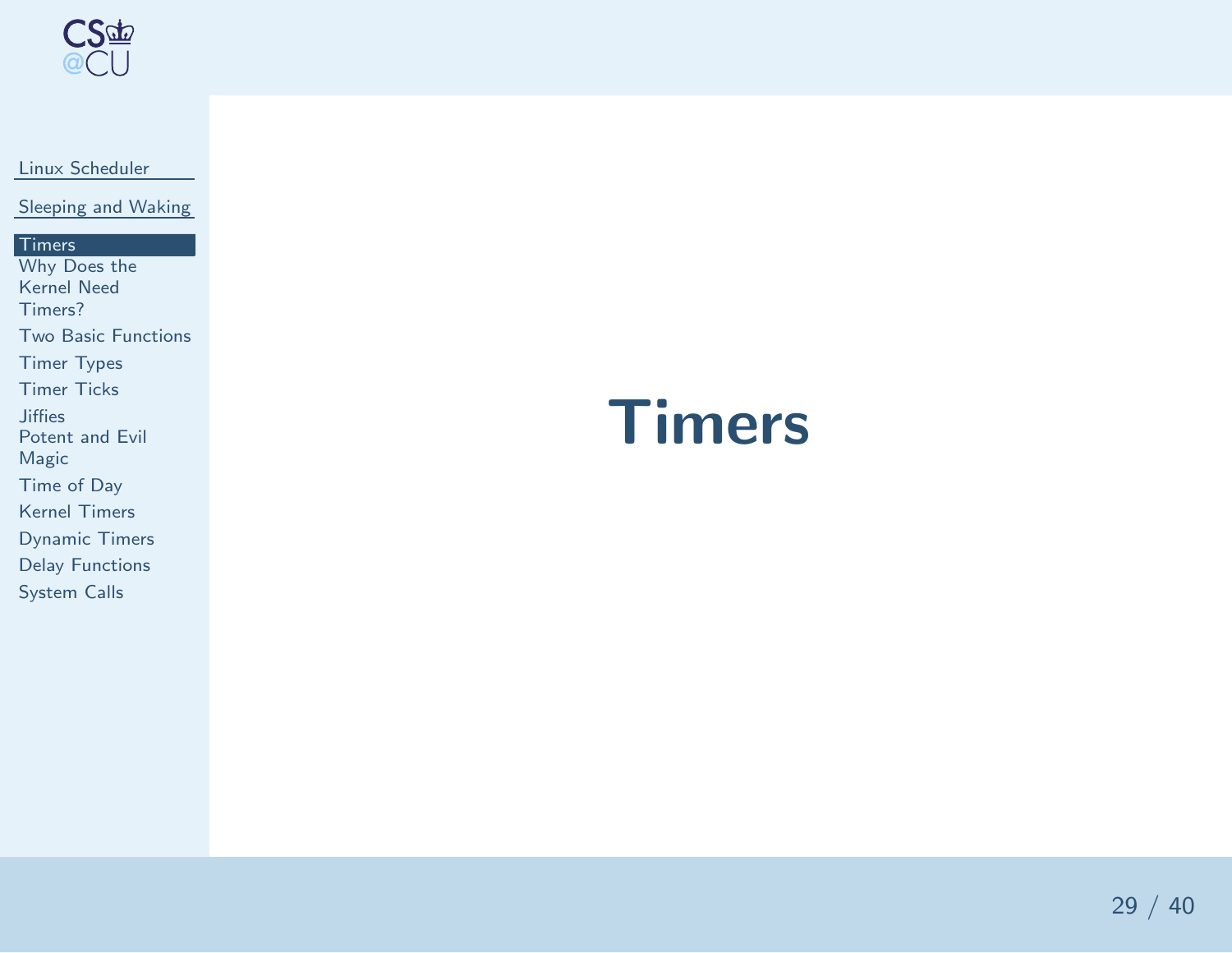# Timers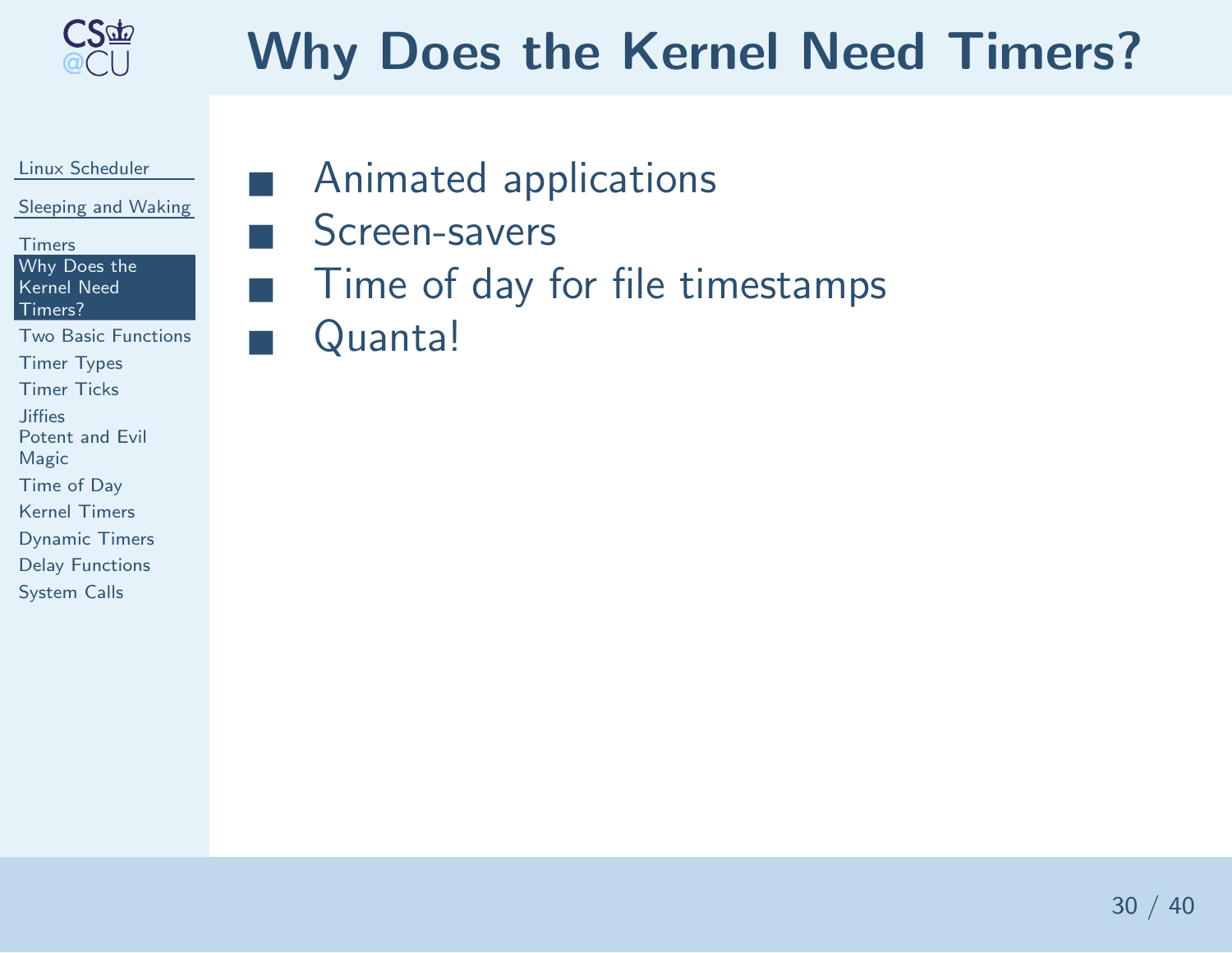# Why Does the Kernel Need Timers?

- Animated applications
- Screen-savers
- Time of day for file timestamps
- Quanta!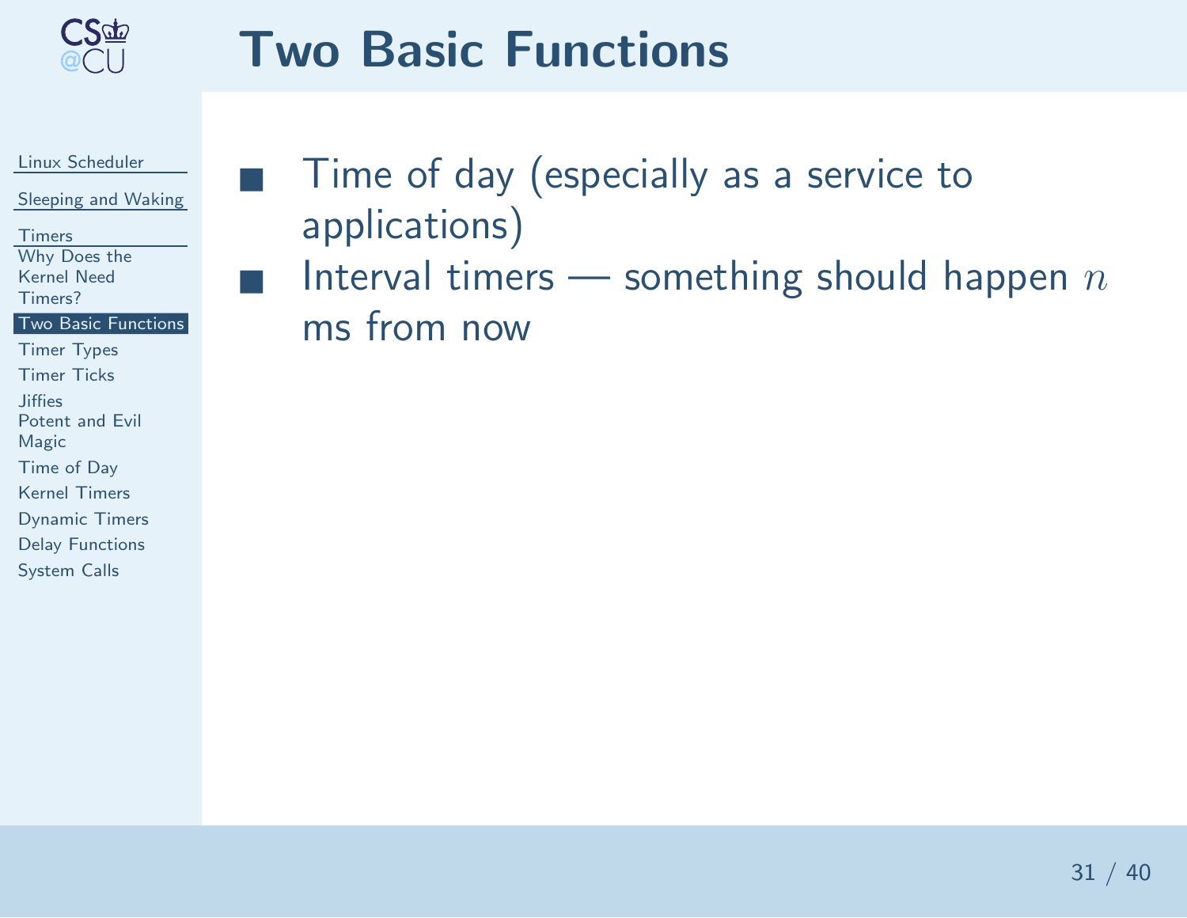# Two Basic Functions

- Time of day (especially as a service to applications)
- Interval timers — something should happen $n$ ms from now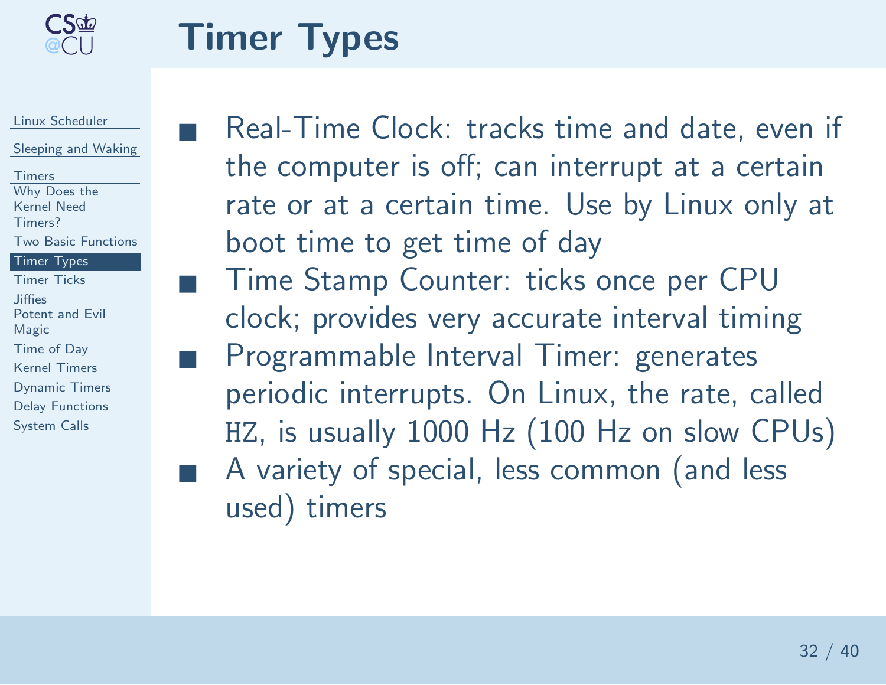# Timer Types

- Real-Time Clock: tracks time and date, even if the computer is off; can interrupt at a certain rate or at a certain time. Use by Linux only at boot time to get time of day
- Time Stamp Counter: ticks once per CPU clock; provides very accurate interval timing
- Programmable Interval Timer: generates periodic interrupts. On Linux, the rate, called `HZ`, is usually 1000 Hz (100 Hz on slow CPUs)
- A variety of special, less common (and less used) timers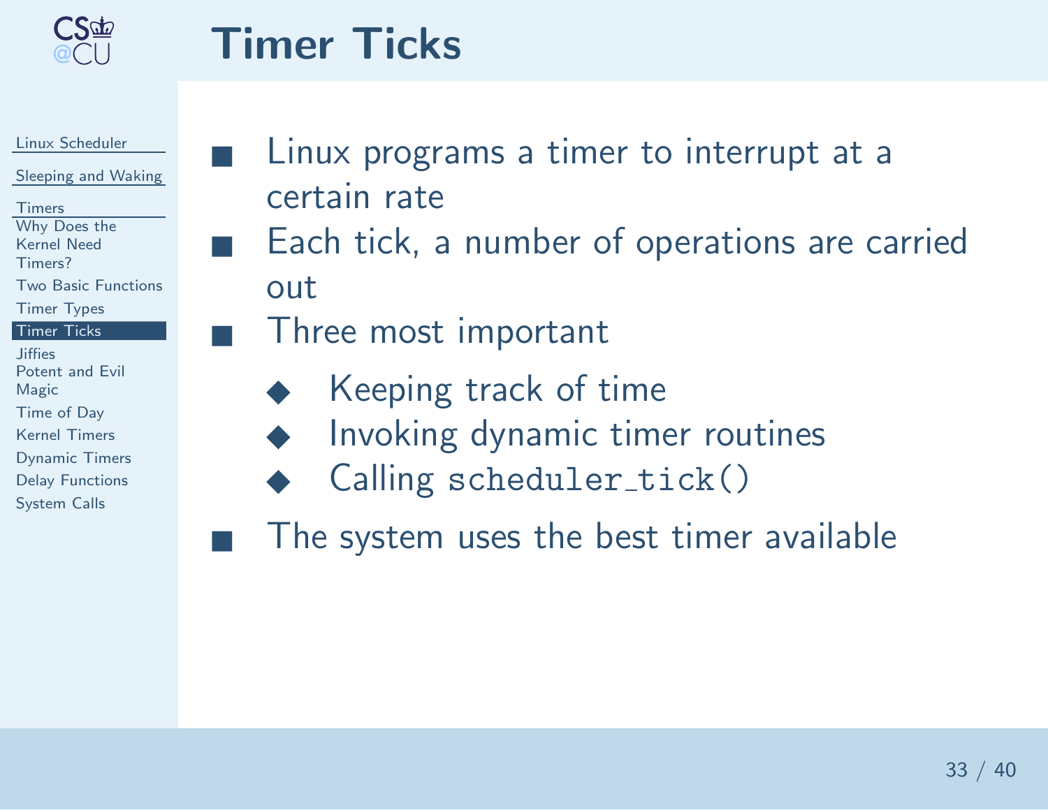# Timer Ticks

- Linux programs a timer to interrupt at a certain rate
- Each tick, a number of operations are carried out
- Three most important
  - Keeping track of time
  - Invoking dynamic timer routines
  - Calling `scheduler_tick()`
- The system uses the best timer available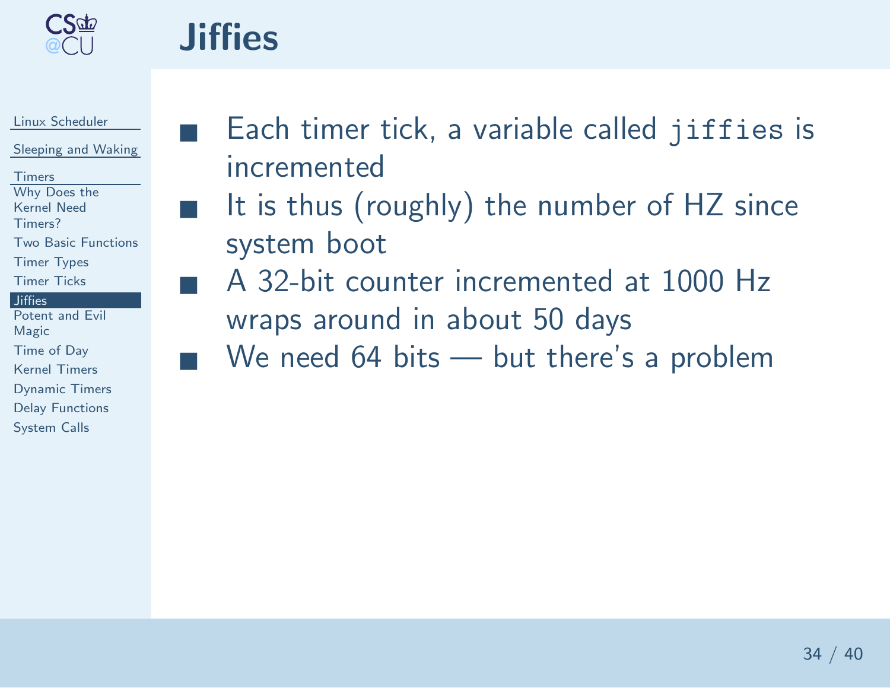# Jiffies

- Each timer tick, a variable called `jiffies` is incremented
- It is thus (roughly) the number of HZ since system boot
- A 32-bit counter incremented at 1000 Hz wraps around in about 50 days
- We need 64 bits — but there's a problem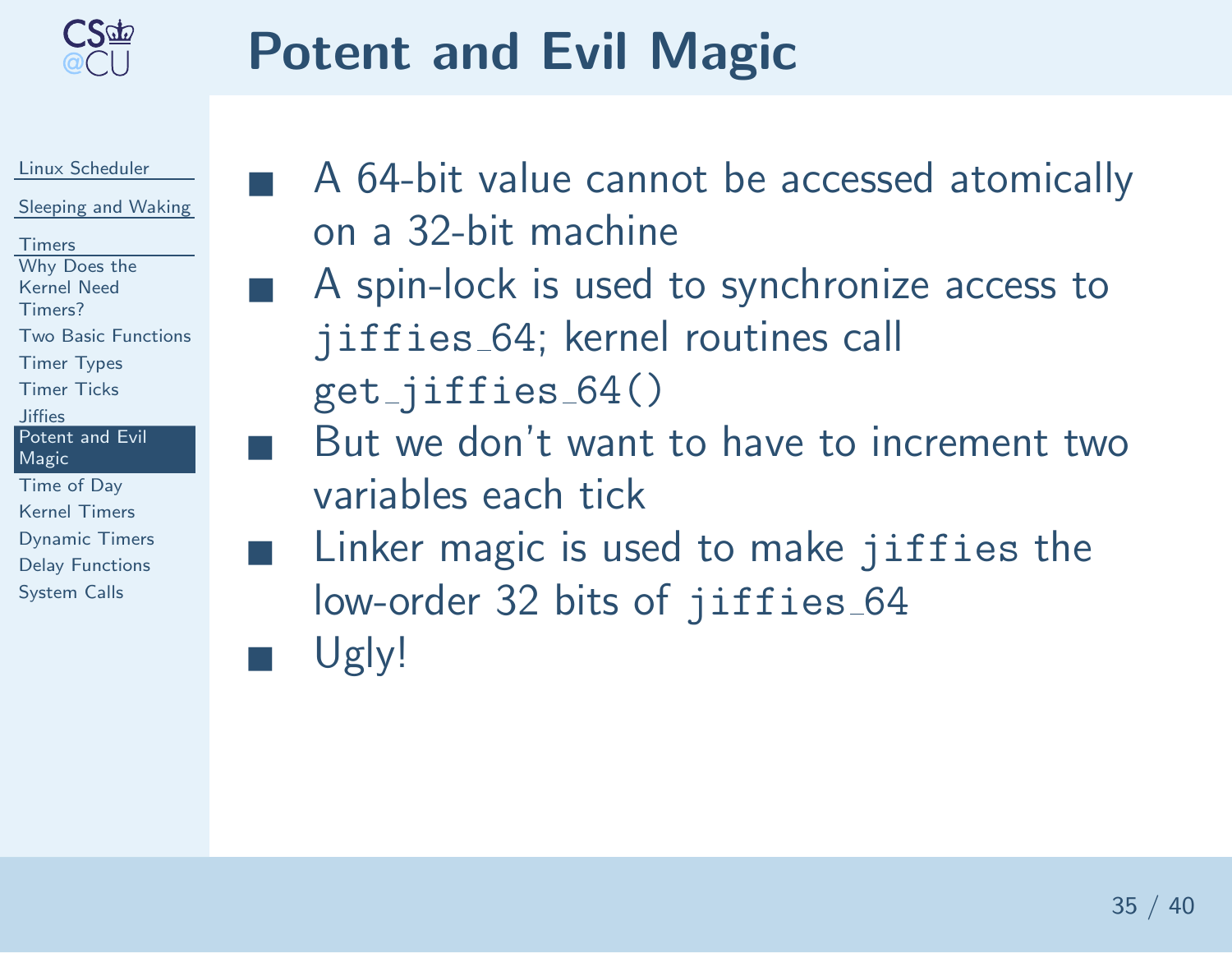# Potent and Evil Magic

- A 64-bit value cannot be accessed atomically on a 32-bit machine
- A spin-lock is used to synchronize access to `jiffies_64`; kernel routines call `get_jiffies_64()`
- But we don't want to have to increment two variables each tick
- Linker magic is used to make `jiffies` the low-order 32 bits of `jiffies_64`
- Ugly!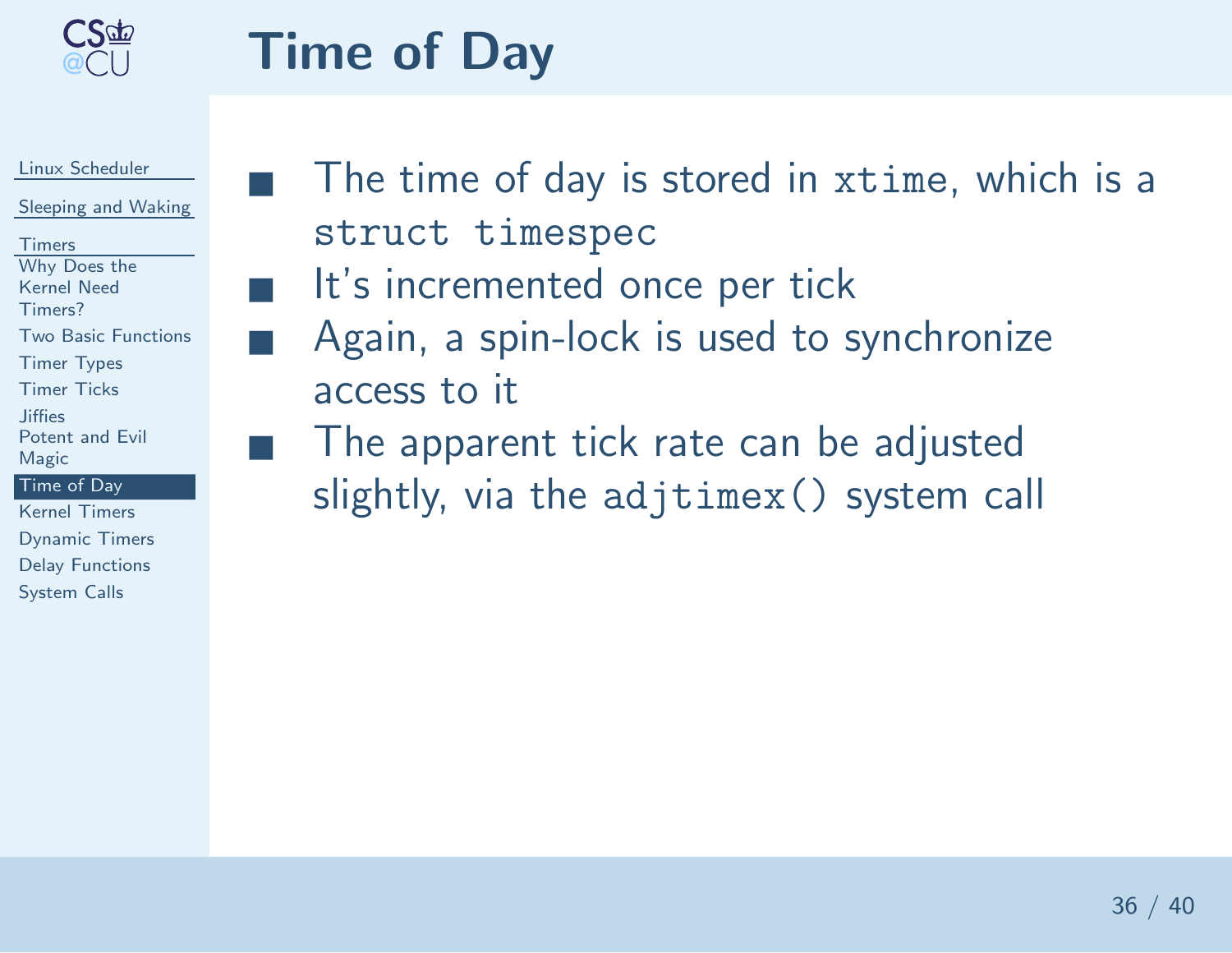# Time of Day

- The time of day is stored in `xtime`, which is a `struct timespec`
- It's incremented once per tick
- Again, a spin-lock is used to synchronize access to it
- The apparent tick rate can be adjusted slightly, via the `adjtimex()` system call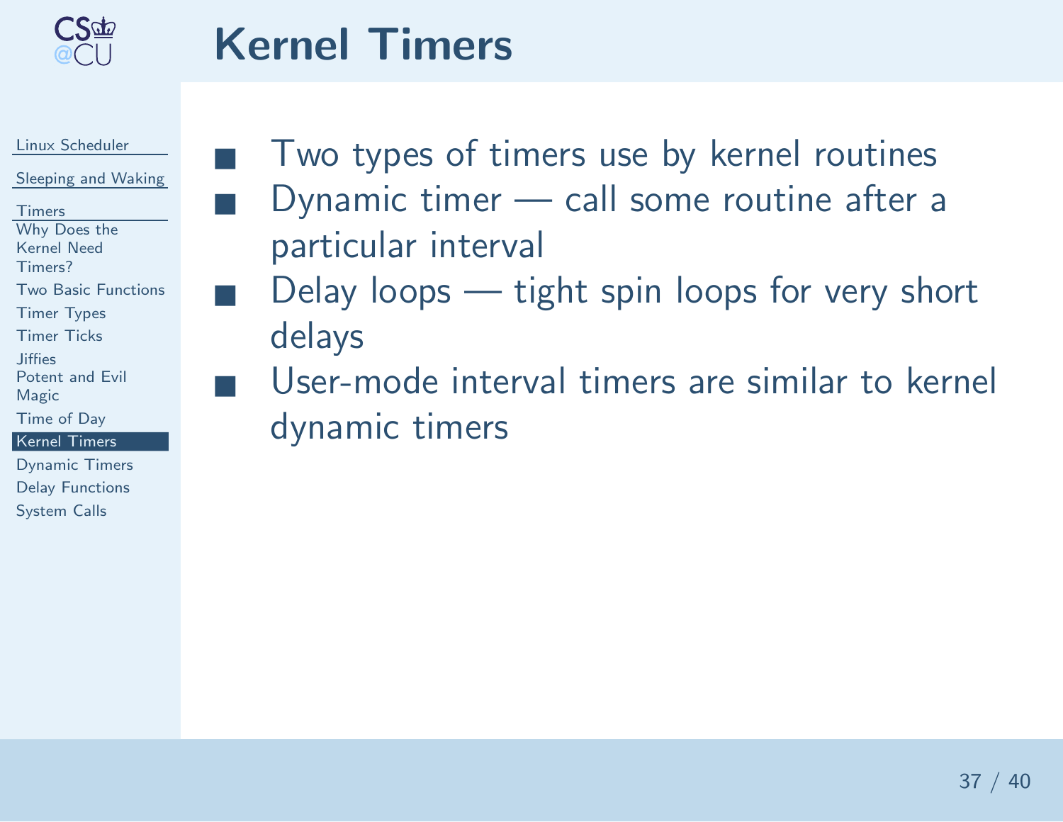# Kernel Timers

- Two types of timers use by kernel routines
- Dynamic timer — call some routine after a particular interval
- Delay loops — tight spin loops for very short delays
- User-mode interval timers are similar to kernel dynamic timers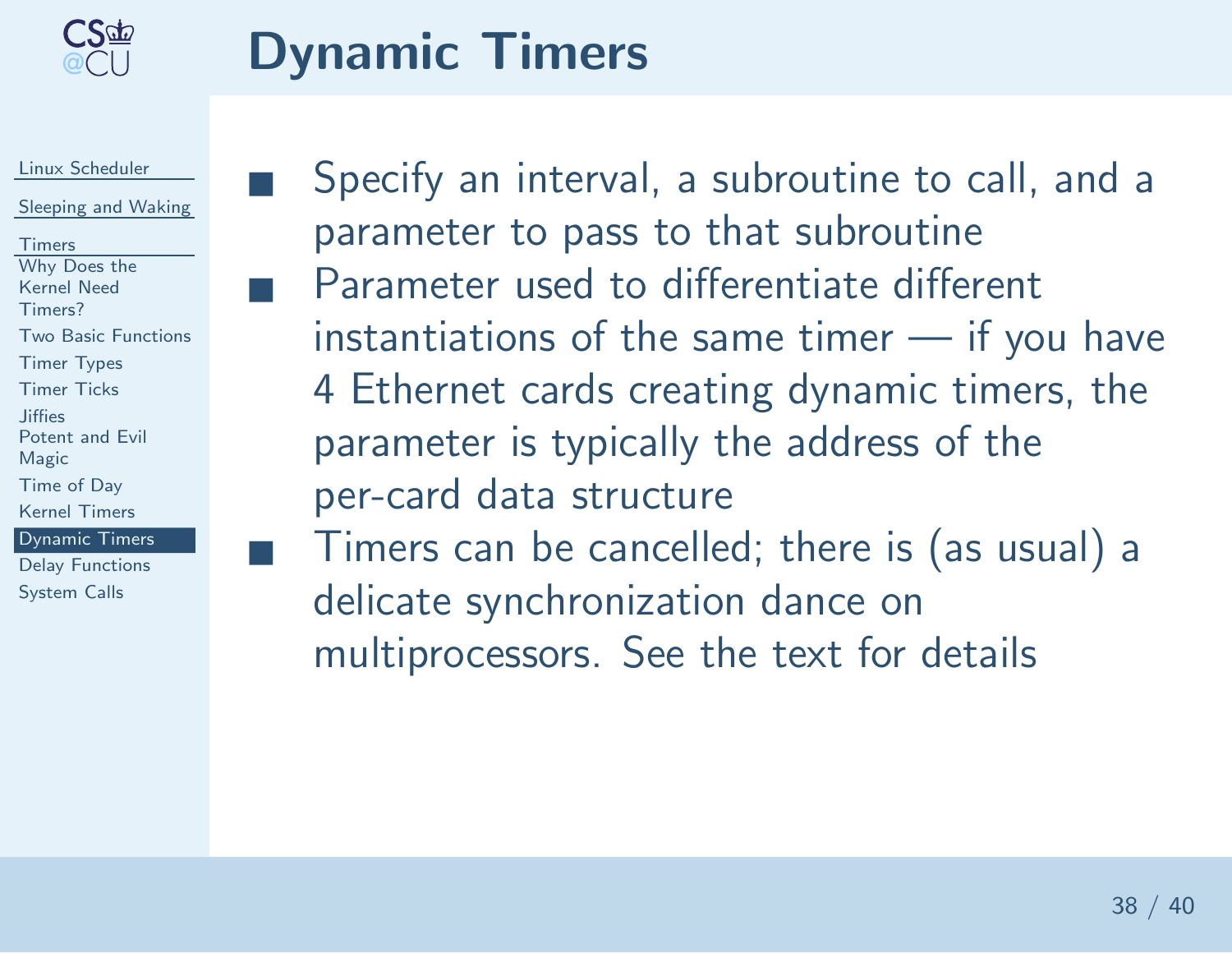# Dynamic Timers

- Specify an interval, a subroutine to call, and a parameter to pass to that subroutine
- Parameter used to differentiate different instantiations of the same timer — if you have 4 Ethernet cards creating dynamic timers, the parameter is typically the address of the per-card data structure
- Timers can be cancelled; there is (as usual) a delicate synchronization dance on multiprocessors. See the text for details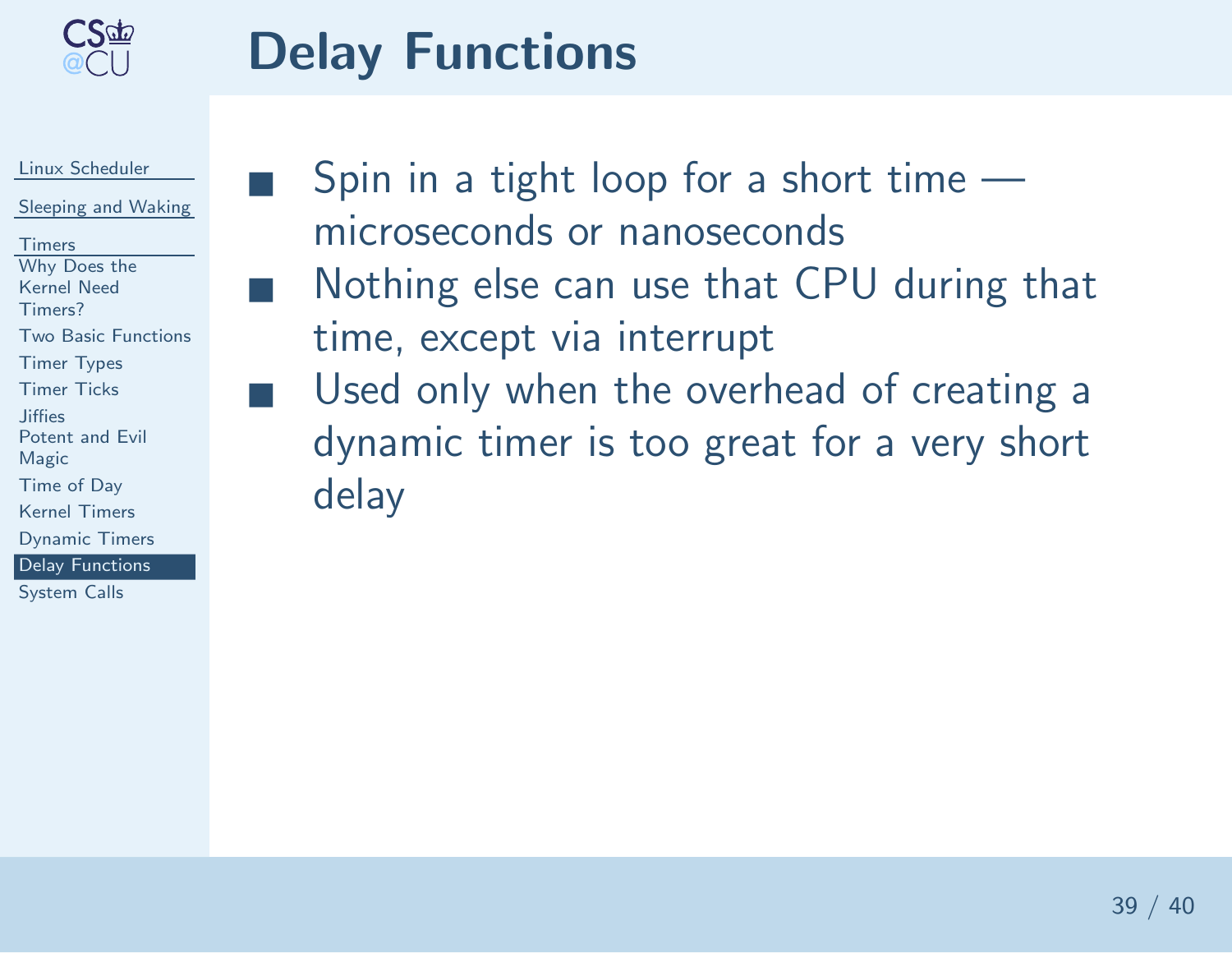# Delay Functions

- Spin in a tight loop for a short time — microseconds or nanoseconds
- Nothing else can use that CPU during that time, except via interrupt
- Used only when the overhead of creating a dynamic timer is too great for a very short delay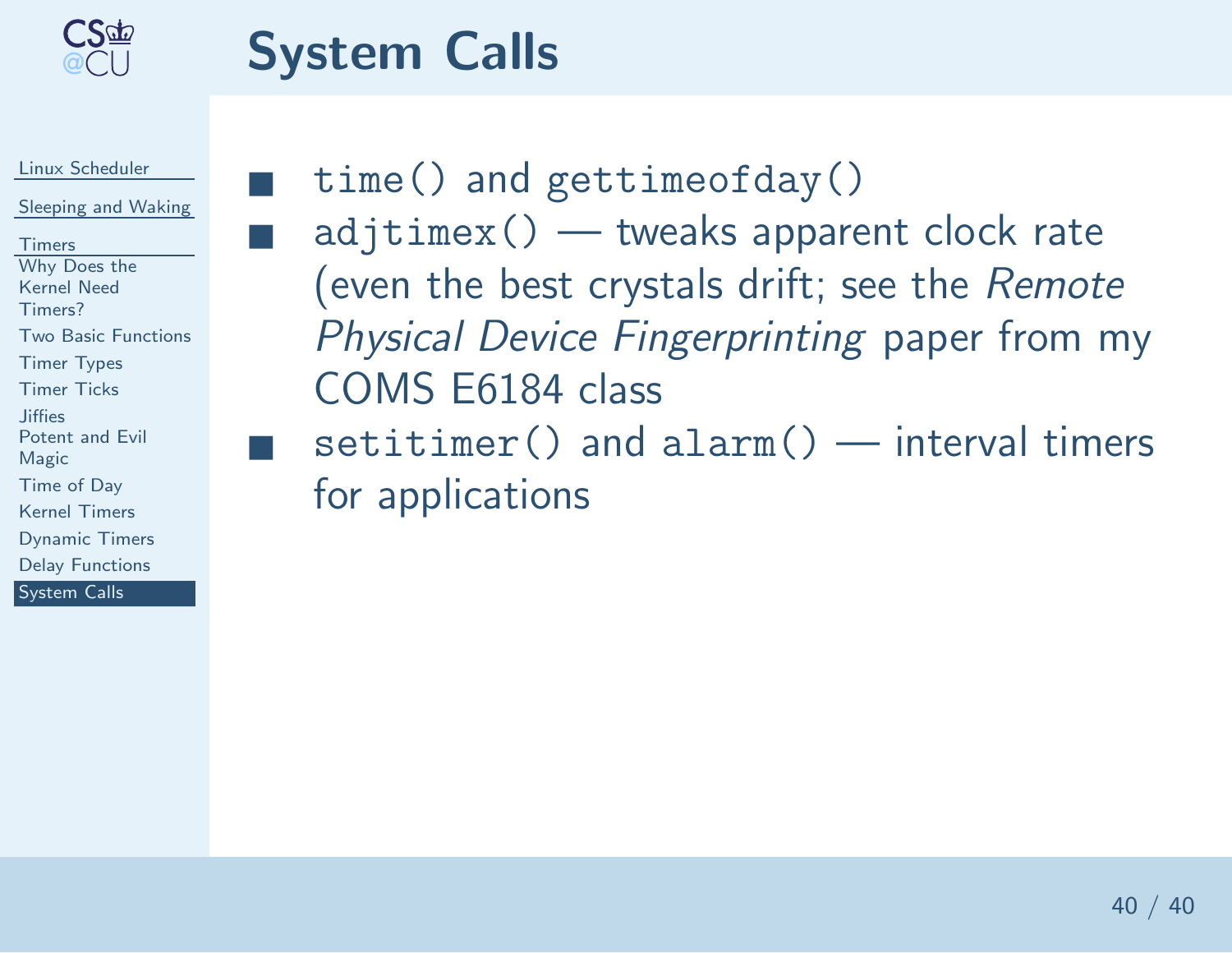# System Calls

- `time()` and `gettimeofday()`
- `adjtimex()` — tweaks apparent clock rate (even the best crystals drift; see the *Remote Physical Device Fingerprinting* paper from my COMS E6184 class
- `setitimer()` and `alarm()` — interval timers for applications